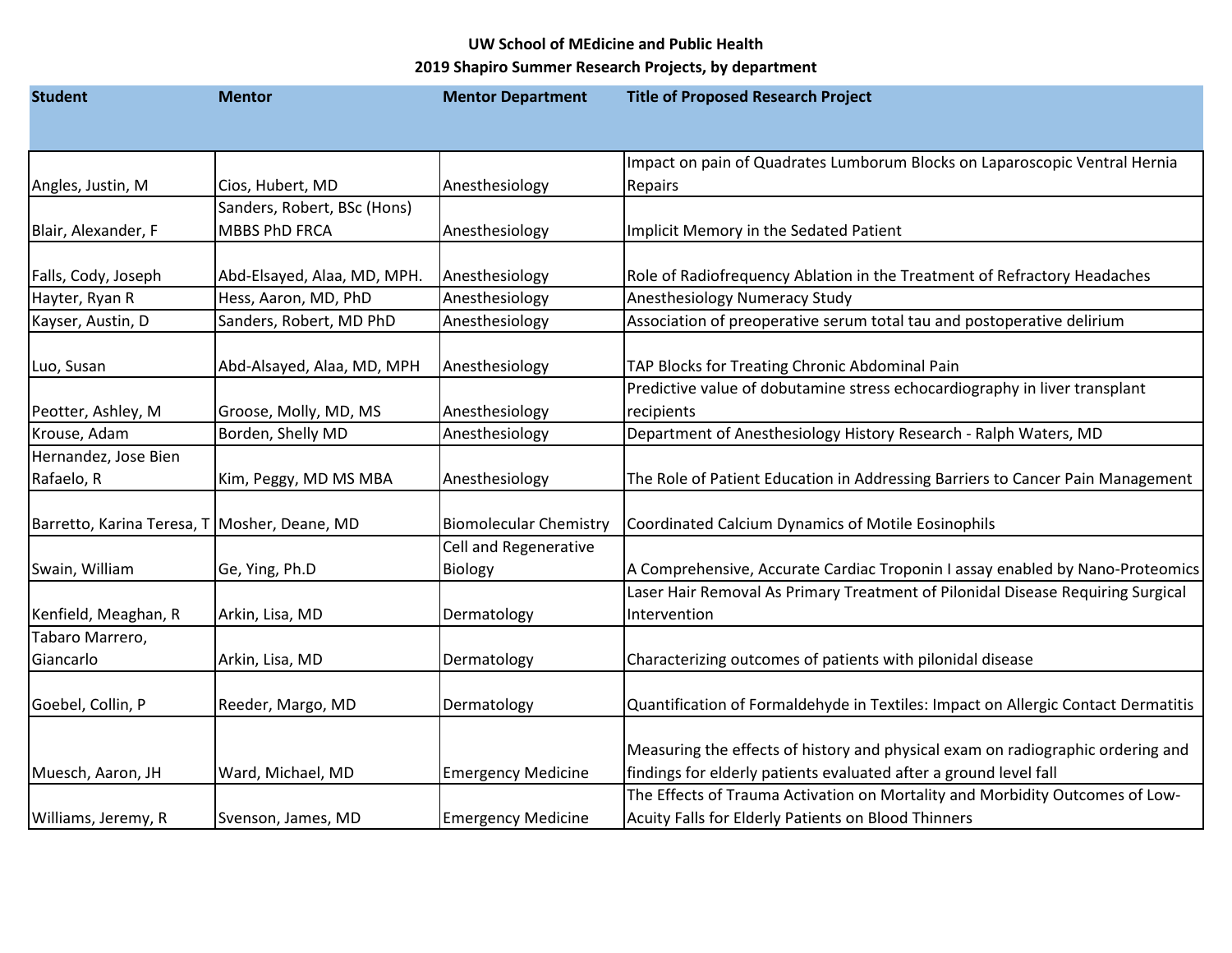**UW School of MEdicine and Public Health**

**2019 Shapiro Summer Research Projects, by department**

| Student | Mentor | Mentor Department | Title of Proposed Research Project |
|---|---|---|---|
| Angles, Justin, M | Cios, Hubert, MD | Anesthesiology | Impact on pain of Quadrates Lumborum Blocks on Laparoscopic Ventral Hernia Repairs |
| Blair, Alexander, F | Sanders, Robert, BSc (Hons) MBBS PhD FRCA | Anesthesiology | Implicit Memory in the Sedated Patient |
| Falls, Cody, Joseph | Abd-Elsayed, Alaa, MD, MPH. | Anesthesiology | Role of Radiofrequency Ablation in the Treatment of Refractory Headaches |
| Hayter, Ryan R | Hess, Aaron, MD, PhD | Anesthesiology | Anesthesiology Numeracy Study |
| Kayser, Austin, D | Sanders, Robert, MD PhD | Anesthesiology | Association of preoperative serum total tau and postoperative delirium |
| Luo, Susan | Abd-Alsayed, Alaa, MD, MPH | Anesthesiology | TAP Blocks for Treating Chronic Abdominal Pain |
| Peotter, Ashley, M | Groose, Molly, MD, MS | Anesthesiology | Predictive value of dobutamine stress echocardiography in liver transplant recipients |
| Krouse, Adam | Borden, Shelly MD | Anesthesiology | Department of Anesthesiology History Research - Ralph Waters, MD |
| Hernandez, Jose Bien Rafaelo, R | Kim, Peggy, MD MS MBA | Anesthesiology | The Role of Patient Education in Addressing Barriers to Cancer Pain Management |
| Barretto, Karina Teresa, T | Mosher, Deane, MD | Biomolecular Chemistry | Coordinated Calcium Dynamics of Motile Eosinophils |
| Swain, William | Ge, Ying, Ph.D | Cell and Regenerative Biology | A Comprehensive, Accurate Cardiac Troponin I assay enabled by Nano-Proteomics |
| Kenfield, Meaghan, R | Arkin, Lisa, MD | Dermatology | Laser Hair Removal As Primary Treatment of Pilonidal Disease Requiring Surgical Intervention |
| Tabaro Marrero, Giancarlo | Arkin, Lisa, MD | Dermatology | Characterizing outcomes of patients with pilonidal disease |
| Goebel, Collin, P | Reeder, Margo, MD | Dermatology | Quantification of Formaldehyde in Textiles: Impact on Allergic Contact Dermatitis |
| Muesch, Aaron, JH | Ward, Michael, MD | Emergency Medicine | Measuring the effects of history and physical exam on radiographic ordering and findings for elderly patients evaluated after a ground level fall |
| Williams, Jeremy, R | Svenson, James, MD | Emergency Medicine | The Effects of Trauma Activation on Mortality and Morbidity Outcomes of Low-Acuity Falls for Elderly Patients on Blood Thinners |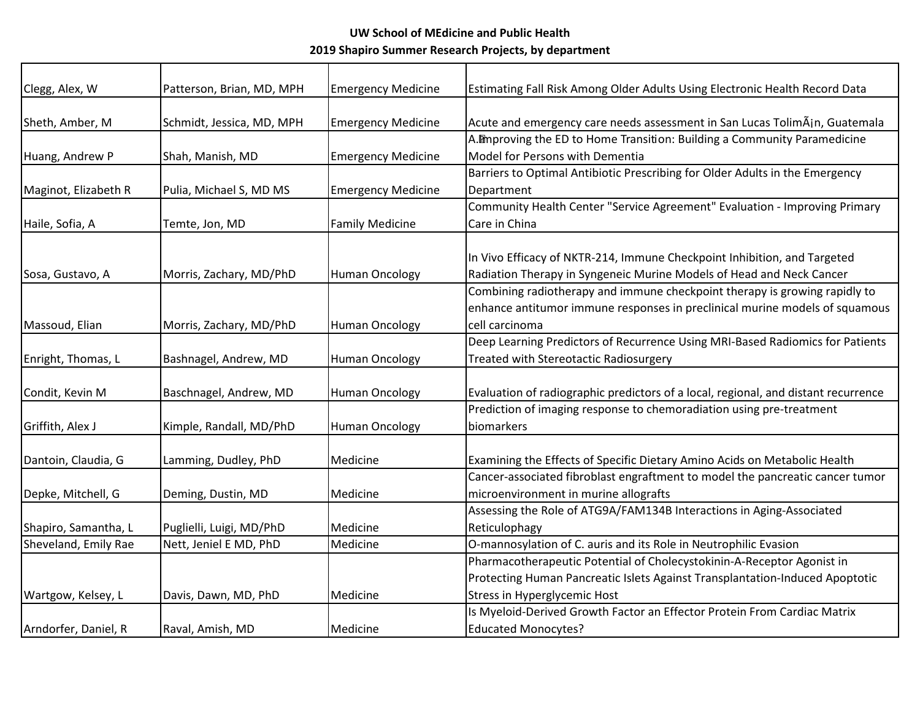**UW School of MEdicine and Public Health**
**2019 Shapiro Summer Research Projects, by department**

| | | | |
|---|---|---|---|
| Clegg, Alex, W | Patterson, Brian, MD, MPH | Emergency Medicine | Estimating Fall Risk Among Older Adults Using Electronic Health Record Data |
| Sheth, Amber, M | Schmidt, Jessica, MD, MPH | Emergency Medicine | Acute and emergency care needs assessment in San Lucas TolimÃ¡n, Guatemala |
| Huang, Andrew P | Shah, Manish, MD | Emergency Medicine | A.Improving the ED to Home Transition: Building a Community Paramedicine Model for Persons with Dementia |
| Maginot, Elizabeth R | Pulia, Michael S, MD MS | Emergency Medicine | Barriers to Optimal Antibiotic Prescribing for Older Adults in the Emergency Department |
| Haile, Sofia, A | Temte, Jon, MD | Family Medicine | Community Health Center "Service Agreement" Evaluation - Improving Primary Care in China |
| Sosa, Gustavo, A | Morris, Zachary, MD/PhD | Human Oncology | In Vivo Efficacy of NKTR-214, Immune Checkpoint Inhibition, and Targeted Radiation Therapy in Syngeneic Murine Models of Head and Neck Cancer |
| Massoud, Elian | Morris, Zachary, MD/PhD | Human Oncology | Combining radiotherapy and immune checkpoint therapy is growing rapidly to enhance antitumor immune responses in preclinical murine models of squamous cell carcinoma |
| Enright, Thomas, L | Bashnagel, Andrew, MD | Human Oncology | Deep Learning Predictors of Recurrence Using MRI-Based Radiomics for Patients Treated with Stereotactic Radiosurgery |
| Condit, Kevin M | Baschnagel, Andrew, MD | Human Oncology | Evaluation of radiographic predictors of a local, regional, and distant recurrence |
| Griffith, Alex J | Kimple, Randall, MD/PhD | Human Oncology | Prediction of imaging response to chemoradiation using pre-treatment biomarkers |
| Dantoin, Claudia, G | Lamming, Dudley, PhD | Medicine | Examining the Effects of Specific Dietary Amino Acids on Metabolic Health |
| Depke, Mitchell, G | Deming, Dustin, MD | Medicine | Cancer-associated fibroblast engraftment to model the pancreatic cancer tumor microenvironment in murine allografts |
| Shapiro, Samantha, L | Puglielli, Luigi, MD/PhD | Medicine | Assessing the Role of ATG9A/FAM134B Interactions in Aging-Associated Reticulophagy |
| Sheveland, Emily Rae | Nett, Jeniel E MD, PhD | Medicine | O-mannosylation of C. auris and its Role in Neutrophilic Evasion |
| Wartgow, Kelsey, L | Davis, Dawn, MD, PhD | Medicine | Pharmacotherapeutic Potential of Cholecystokinin-A-Receptor Agonist in Protecting Human Pancreatic Islets Against Transplantation-Induced Apoptotic Stress in Hyperglycemic Host |
| Arndorfer, Daniel, R | Raval, Amish, MD | Medicine | Is Myeloid-Derived Growth Factor an Effector Protein From Cardiac Matrix Educated Monocytes? |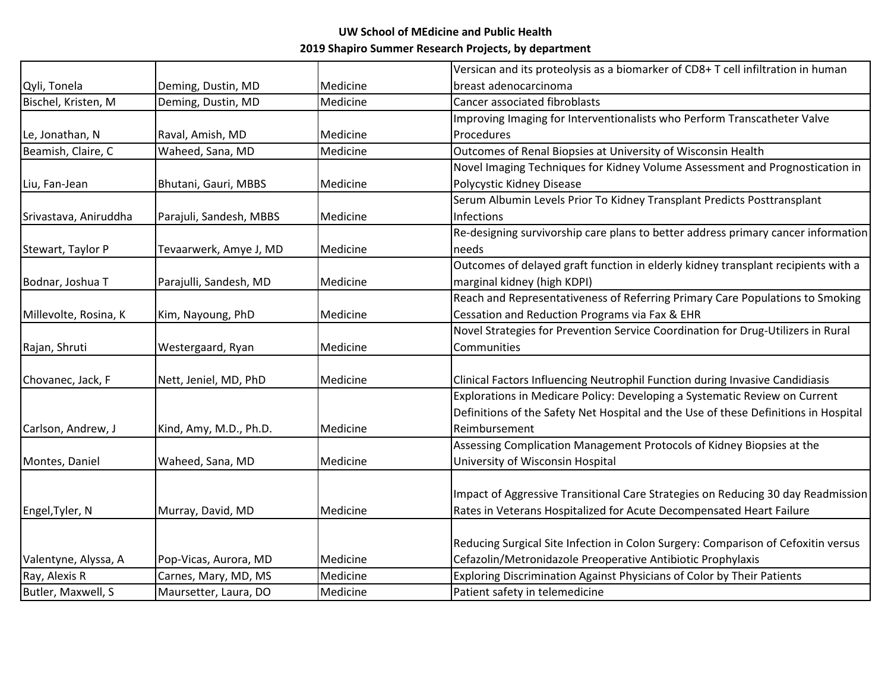**UW School of MEdicine and Public Health**
**2019 Shapiro Summer Research Projects, by department**

| | | | |
|---|---|---|---|
| Qyli, Tonela | Deming, Dustin, MD | Medicine | Versican and its proteolysis as a biomarker of CD8+ T cell infiltration in human breast adenocarcinoma |
| Bischel, Kristen, M | Deming, Dustin, MD | Medicine | Cancer associated fibroblasts |
| Le, Jonathan, N | Raval, Amish, MD | Medicine | Improving Imaging for Interventionalists who Perform Transcatheter Valve Procedures |
| Beamish, Claire, C | Waheed, Sana, MD | Medicine | Outcomes of Renal Biopsies at University of Wisconsin Health |
| Liu, Fan-Jean | Bhutani, Gauri, MBBS | Medicine | Novel Imaging Techniques for Kidney Volume Assessment and Prognostication in Polycystic Kidney Disease |
| Srivastava, Aniruddha | Parajuli, Sandesh, MBBS | Medicine | Serum Albumin Levels Prior To Kidney Transplant Predicts Posttransplant Infections |
| Stewart, Taylor P | Tevaarwerk, Amye J, MD | Medicine | Re-designing survivorship care plans to better address primary cancer information needs |
| Bodnar, Joshua T | Parajulli, Sandesh, MD | Medicine | Outcomes of delayed graft function in elderly kidney transplant recipients with a marginal kidney (high KDPI) |
| Millevolte, Rosina, K | Kim, Nayoung, PhD | Medicine | Reach and Representativeness of Referring Primary Care Populations to Smoking Cessation and Reduction Programs via Fax & EHR |
| Rajan, Shruti | Westergaard, Ryan | Medicine | Novel Strategies for Prevention Service Coordination for Drug-Utilizers in Rural Communities |
| Chovanec, Jack, F | Nett, Jeniel, MD, PhD | Medicine | Clinical Factors Influencing Neutrophil Function during Invasive Candidiasis |
| Carlson, Andrew, J | Kind, Amy, M.D., Ph.D. | Medicine | Explorations in Medicare Policy: Developing a Systematic Review on Current Definitions of the Safety Net Hospital and the Use of these Definitions in Hospital Reimbursement |
| Montes, Daniel | Waheed, Sana, MD | Medicine | Assessing Complication Management Protocols of Kidney Biopsies at the University of Wisconsin Hospital |
| Engel,Tyler, N | Murray, David, MD | Medicine | Impact of Aggressive Transitional Care Strategies on Reducing 30 day Readmission Rates in Veterans Hospitalized for Acute Decompensated Heart Failure |
| Valentyne, Alyssa, A | Pop-Vicas, Aurora, MD | Medicine | Reducing Surgical Site Infection in Colon Surgery: Comparison of Cefoxitin versus Cefazolin/Metronidazole Preoperative Antibiotic Prophylaxis |
| Ray, Alexis R | Carnes, Mary, MD, MS | Medicine | Exploring Discrimination Against Physicians of Color by Their Patients |
| Butler, Maxwell, S | Maursetter, Laura, DO | Medicine | Patient safety in telemedicine |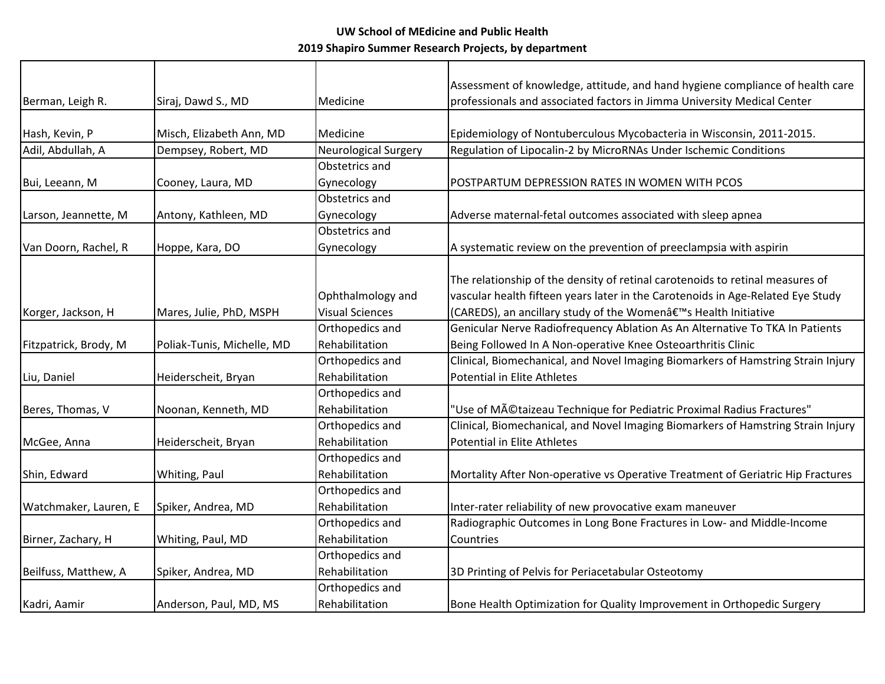**UW School of MEdicine and Public Health**
**2019 Shapiro Summer Research Projects, by department**

| | | | |
|---|---|---|---|
| Berman, Leigh R. | Siraj, Dawd S., MD | Medicine | Assessment of knowledge, attitude, and hand hygiene compliance of health care professionals and associated factors in Jimma University Medical Center |
| Hash, Kevin, P | Misch, Elizabeth Ann, MD | Medicine | Epidemiology of Nontuberculous Mycobacteria in Wisconsin, 2011-2015. |
| Adil, Abdullah, A | Dempsey, Robert, MD | Neurological Surgery | Regulation of Lipocalin-2 by MicroRNAs Under Ischemic Conditions |
| Bui, Leeann, M | Cooney, Laura, MD | Obstetrics and Gynecology | POSTPARTUM DEPRESSION RATES IN WOMEN WITH PCOS |
| Larson, Jeannette, M | Antony, Kathleen, MD | Obstetrics and Gynecology | Adverse maternal-fetal outcomes associated with sleep apnea |
| Van Doorn, Rachel, R | Hoppe, Kara, DO | Obstetrics and Gynecology | A systematic review on the prevention of preeclampsia with aspirin |
| Korger, Jackson, H | Mares, Julie, PhD, MSPH | Ophthalmology and Visual Sciences | The relationship of the density of retinal carotenoids to retinal measures of vascular health fifteen years later in the Carotenoids in Age-Related Eye Study (CAREDS), an ancillary study of the Womenâ€™s Health Initiative |
| Fitzpatrick, Brody, M | Poliak-Tunis, Michelle, MD | Orthopedics and Rehabilitation | Genicular Nerve Radiofrequency Ablation As An Alternative To TKA In Patients Being Followed In A Non-operative Knee Osteoarthritis Clinic |
| Liu, Daniel | Heiderscheit, Bryan | Orthopedics and Rehabilitation | Clinical, Biomechanical, and Novel Imaging Biomarkers of Hamstring Strain Injury Potential in Elite Athletes |
| Beres, Thomas, V | Noonan, Kenneth, MD | Orthopedics and Rehabilitation | "Use of MÃ©taizeau Technique for Pediatric Proximal Radius Fractures" |
| McGee, Anna | Heiderscheit, Bryan | Orthopedics and Rehabilitation | Clinical, Biomechanical, and Novel Imaging Biomarkers of Hamstring Strain Injury Potential in Elite Athletes |
| Shin, Edward | Whiting, Paul | Orthopedics and Rehabilitation | Mortality After Non-operative vs Operative Treatment of Geriatric Hip Fractures |
| Watchmaker, Lauren, E | Spiker, Andrea, MD | Orthopedics and Rehabilitation | Inter-rater reliability of new provocative exam maneuver |
| Birner, Zachary, H | Whiting, Paul, MD | Orthopedics and Rehabilitation | Radiographic Outcomes in Long Bone Fractures in Low- and Middle-Income Countries |
| Beilfuss, Matthew, A | Spiker, Andrea, MD | Orthopedics and Rehabilitation | 3D Printing of Pelvis for Periacetabular Osteotomy |
| Kadri, Aamir | Anderson, Paul, MD, MS | Orthopedics and Rehabilitation | Bone Health Optimization for Quality Improvement in Orthopedic Surgery |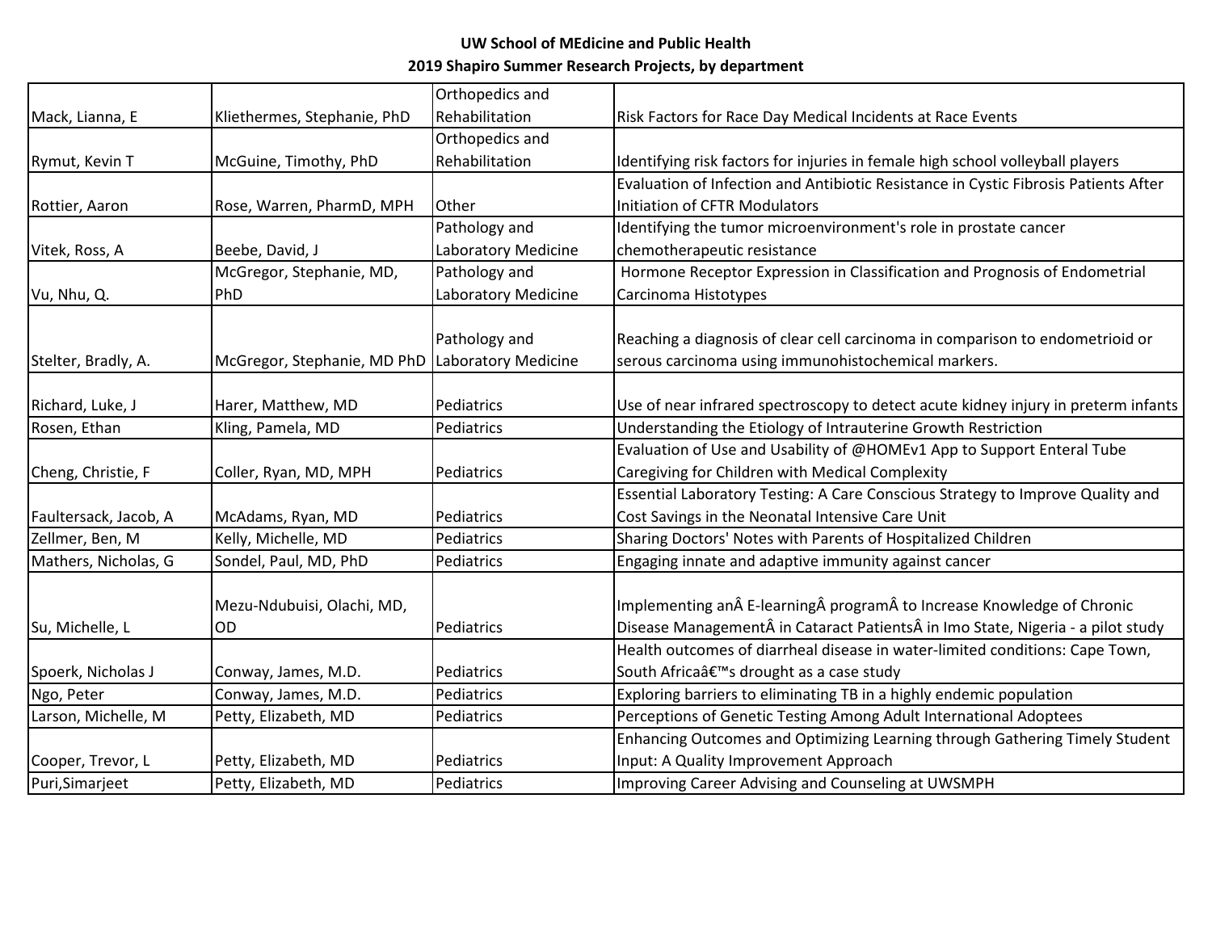**UW School of MEdicine and Public Health**
**2019 Shapiro Summer Research Projects, by department**

| | | | |
|---|---|---|---|
| Mack, Lianna, E | Kliethermes, Stephanie, PhD | Orthopedics and Rehabilitation | Risk Factors for Race Day Medical Incidents at Race Events |
| Rymut, Kevin T | McGuine, Timothy, PhD | Orthopedics and Rehabilitation | Identifying risk factors for injuries in female high school volleyball players |
| Rottier, Aaron | Rose, Warren, PharmD, MPH | Other | Evaluation of Infection and Antibiotic Resistance in Cystic Fibrosis Patients After Initiation of CFTR Modulators |
| Vitek, Ross, A | Beebe, David, J | Pathology and Laboratory Medicine | Identifying the tumor microenvironment's role in prostate cancer chemotherapeutic resistance |
| Vu, Nhu, Q. | McGregor, Stephanie, MD, PhD | Pathology and Laboratory Medicine | Hormone Receptor Expression in Classification and Prognosis of Endometrial Carcinoma Histotypes |
| Stelter, Bradly, A. | McGregor, Stephanie, MD PhD | Pathology and Laboratory Medicine | Reaching a diagnosis of clear cell carcinoma in comparison to endometrioid or serous carcinoma using immunohistochemical markers. |
| Richard, Luke, J | Harer, Matthew, MD | Pediatrics | Use of near infrared spectroscopy to detect acute kidney injury in preterm infants |
| Rosen, Ethan | Kling, Pamela, MD | Pediatrics | Understanding the Etiology of Intrauterine Growth Restriction |
| Cheng, Christie, F | Coller, Ryan, MD, MPH | Pediatrics | Evaluation of Use and Usability of @HOMEv1 App to Support Enteral Tube Caregiving for Children with Medical Complexity |
| Faultersack, Jacob, A | McAdams, Ryan, MD | Pediatrics | Essential Laboratory Testing: A Care Conscious Strategy to Improve Quality and Cost Savings in the Neonatal Intensive Care Unit |
| Zellmer, Ben, M | Kelly, Michelle, MD | Pediatrics | Sharing Doctors' Notes with Parents of Hospitalized Children |
| Mathers, Nicholas, G | Sondel, Paul, MD, PhD | Pediatrics | Engaging innate and adaptive immunity against cancer |
| Su, Michelle, L | Mezu-Ndubuisi, Olachi, MD, OD | Pediatrics | Implementing anÂ E-learningÂ programÂ to Increase Knowledge of Chronic Disease ManagementÂ in Cataract PatientsÂ in Imo State, Nigeria - a pilot study |
| Spoerk, Nicholas J | Conway, James, M.D. | Pediatrics | Health outcomes of diarrheal disease in water-limited conditions: Cape Town, South Africaâ€™s drought as a case study |
| Ngo, Peter | Conway, James, M.D. | Pediatrics | Exploring barriers to eliminating TB in a highly endemic population |
| Larson, Michelle, M | Petty, Elizabeth, MD | Pediatrics | Perceptions of Genetic Testing Among Adult International Adoptees |
| Cooper, Trevor, L | Petty, Elizabeth, MD | Pediatrics | Enhancing Outcomes and Optimizing Learning through Gathering Timely Student Input: A Quality Improvement Approach |
| Puri,Simarjeet | Petty, Elizabeth, MD | Pediatrics | Improving Career Advising and Counseling at UWSMPH |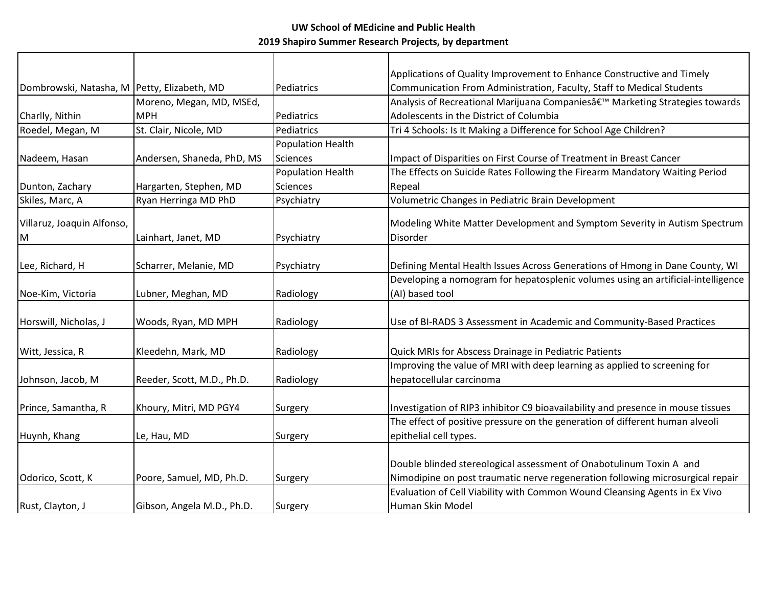**UW School of MEdicine and Public Health**
**2019 Shapiro Summer Research Projects, by department**

| | | | |
|---|---|---|---|
| Dombrowski, Natasha, M | Petty, Elizabeth, MD | Pediatrics | Applications of Quality Improvement to Enhance Constructive and Timely Communication From Administration, Faculty, Staff to Medical Students |
| Charlly, Nithin | Moreno, Megan, MD, MSEd, MPH | Pediatrics | Analysis of Recreational Marijuana Companiesâ€™ Marketing Strategies towards Adolescents in the District of Columbia |
| Roedel, Megan, M | St. Clair, Nicole, MD | Pediatrics | Tri 4 Schools: Is It Making a Difference for School Age Children? |
| Nadeem, Hasan | Andersen, Shaneda, PhD, MS | Population Health Sciences | Impact of Disparities on First Course of Treatment in Breast Cancer |
| Dunton, Zachary | Hargarten, Stephen, MD | Population Health Sciences | The Effects on Suicide Rates Following the Firearm Mandatory Waiting Period Repeal |
| Skiles, Marc, A | Ryan Herringa MD PhD | Psychiatry | Volumetric Changes in Pediatric Brain Development |
| Villaruz, Joaquin Alfonso, M | Lainhart, Janet, MD | Psychiatry | Modeling White Matter Development and Symptom Severity in Autism Spectrum Disorder |
| Lee, Richard, H | Scharrer, Melanie, MD | Psychiatry | Defining Mental Health Issues Across Generations of Hmong in Dane County, WI |
| Noe-Kim, Victoria | Lubner, Meghan, MD | Radiology | Developing a nomogram for hepatosplenic volumes using an artificial-intelligence (AI) based tool |
| Horswill, Nicholas, J | Woods, Ryan, MD MPH | Radiology | Use of BI-RADS 3 Assessment in Academic and Community-Based Practices |
| Witt, Jessica, R | Kleedehn, Mark, MD | Radiology | Quick MRIs for Abscess Drainage in Pediatric Patients |
| Johnson, Jacob, M | Reeder, Scott, M.D., Ph.D. | Radiology | Improving the value of MRI with deep learning as applied to screening for hepatocellular carcinoma |
| Prince, Samantha, R | Khoury, Mitri, MD PGY4 | Surgery | Investigation of RIP3 inhibitor C9 bioavailability and presence in mouse tissues |
| Huynh, Khang | Le, Hau, MD | Surgery | The effect of positive pressure on the generation of different human alveoli epithelial cell types. |
| Odorico, Scott, K | Poore, Samuel, MD, Ph.D. | Surgery | Double blinded stereological assessment of Onabotulinum Toxin A and Nimodipine on post traumatic nerve regeneration following microsurgical repair |
| Rust, Clayton, J | Gibson, Angela M.D., Ph.D. | Surgery | Evaluation of Cell Viability with Common Wound Cleansing Agents in Ex Vivo Human Skin Model |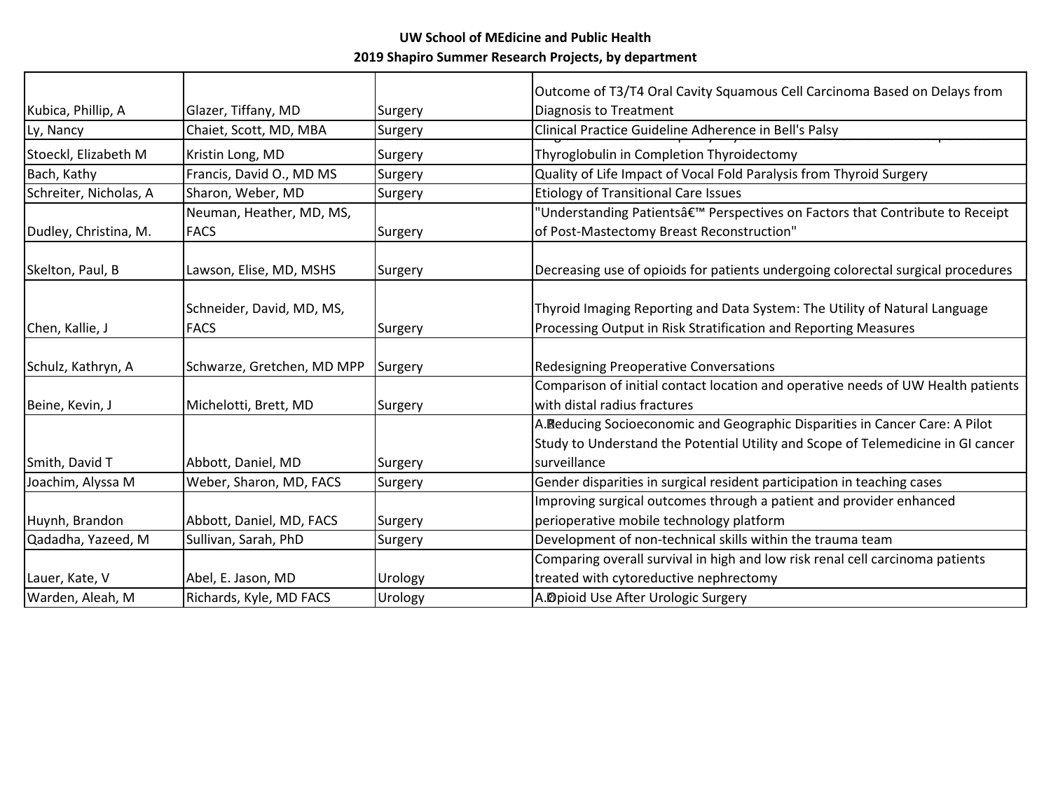**UW School of MEdicine and Public Health**
**2019 Shapiro Summer Research Projects, by department**

| | | | |
|---|---|---|---|
| Kubica, Phillip, A | Glazer, Tiffany, MD | Surgery | Outcome of T3/T4 Oral Cavity Squamous Cell Carcinoma Based on Delays from Diagnosis to Treatment |
| Ly, Nancy | Chaiet, Scott, MD, MBA | Surgery | Clinical Practice Guideline Adherence in Bell's Palsy |
| Stoeckl, Elizabeth M | Kristin Long, MD | Surgery | Thyroglobulin in Completion Thyroidectomy |
| Bach, Kathy | Francis, David O., MD MS | Surgery | Quality of Life Impact of Vocal Fold Paralysis from Thyroid Surgery |
| Schreiter, Nicholas, A | Sharon, Weber, MD | Surgery | Etiology of Transitional Care Issues |
| Dudley, Christina, M. | Neuman, Heather, MD, MS, FACS | Surgery | "Understanding Patientsâ€™ Perspectives on Factors that Contribute to Receipt of Post-Mastectomy Breast Reconstruction" |
| Skelton, Paul, B | Lawson, Elise, MD, MSHS | Surgery | Decreasing use of opioids for patients undergoing colorectal surgical procedures |
| Chen, Kallie, J | Schneider, David, MD, MS, FACS | Surgery | Thyroid Imaging Reporting and Data System: The Utility of Natural Language Processing Output in Risk Stratification and Reporting Measures |
| Schulz, Kathryn, A | Schwarze, Gretchen, MD MPP | Surgery | Redesigning Preoperative Conversations |
| Beine, Kevin, J | Michelotti, Brett, MD | Surgery | Comparison of initial contact location and operative needs of UW Health patients with distal radius fractures |
| Smith, David T | Abbott, Daniel, MD | Surgery | A. Reducing Socioeconomic and Geographic Disparities in Cancer Care: A Pilot Study to Understand the Potential Utility and Scope of Telemedicine in GI cancer surveillance |
| Joachim, Alyssa M | Weber, Sharon, MD, FACS | Surgery | Gender disparities in surgical resident participation in teaching cases |
| Huynh, Brandon | Abbott, Daniel, MD, FACS | Surgery | Improving surgical outcomes through a patient and provider enhanced perioperative mobile technology platform |
| Qadadha, Yazeed, M | Sullivan, Sarah, PhD | Surgery | Development of non-technical skills within the trauma team |
| Lauer, Kate, V | Abel, E. Jason, MD | Urology | Comparing overall survival in high and low risk renal cell carcinoma patients treated with cytoreductive nephrectomy |
| Warden, Aleah, M | Richards, Kyle, MD FACS | Urology | A. Opioid Use After Urologic Surgery |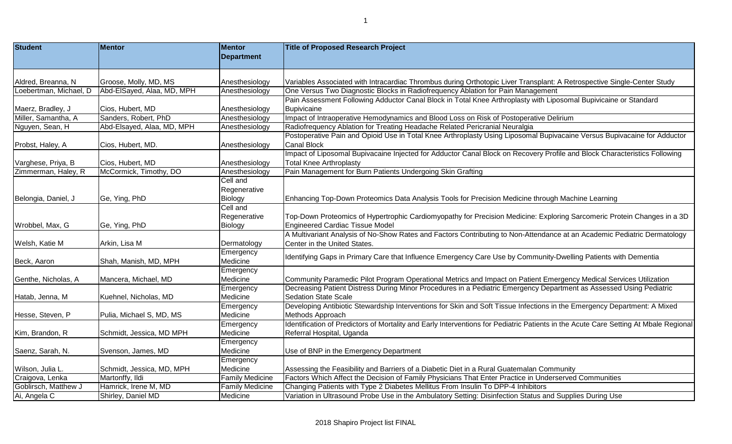| Student | Mentor | Mentor Department | Title of Proposed Research Project |
|---|---|---|---|
| Aldred, Breanna, N | Groose, Molly, MD, MS | Anesthesiology | Variables Associated with Intracardiac Thrombus during Orthotopic Liver Transplant: A Retrospective Single-Center Study |
| Loebertman, Michael, D | Abd-ElSayed, Alaa, MD, MPH | Anesthesiology | One Versus Two Diagnostic Blocks in Radiofrequency Ablation for Pain Management |
| Maerz, Bradley, J | Cios, Hubert, MD | Anesthesiology | Pain Assessment Following Adductor Canal Block in Total Knee Arthroplasty with Liposomal Bupivicaine or Standard Bupivicaine |
| Miller, Samantha, A | Sanders, Robert, PhD | Anesthesiology | Impact of Intraoperative Hemodynamics and Blood Loss on Risk of Postoperative Delirium |
| Nguyen, Sean, H | Abd-Elsayed, Alaa, MD, MPH | Anesthesiology | Radiofrequency Ablation for Treating Headache Related Pericranial Neuralgia |
| Probst, Haley, A | Cios, Hubert, MD. | Anesthesiology | Postoperative Pain and Opioid Use in Total Knee Arthroplasty Using Liposomal Bupivacaine Versus Bupivacaine for Adductor Canal Block |
| Varghese, Priya, B | Cios, Hubert, MD | Anesthesiology | Impact of Liposomal Bupivacaine Injected for Adductor Canal Block on Recovery Profile and Block Characteristics Following Total Knee Arthroplasty |
| Zimmerman, Haley, R | McCormick, Timothy, DO | Anesthesiology | Pain Management for Burn Patients Undergoing Skin Grafting |
| Belongia, Daniel, J | Ge, Ying, PhD | Cell and Regenerative Biology | Enhancing Top-Down Proteomics Data Analysis Tools for Precision Medicine through Machine Learning |
| Wrobbel, Max, G | Ge, Ying, PhD | Cell and Regenerative Biology | Top-Down Proteomics of Hypertrophic Cardiomyopathy for Precision Medicine: Exploring Sarcomeric Protein Changes in a 3D Engineered Cardiac Tissue Model |
| Welsh, Katie M | Arkin, Lisa M | Dermatology | A Multivariant Analysis of No-Show Rates and Factors Contributing to Non-Attendance at an Academic Pediatric Dermatology Center in the United States. |
| Beck, Aaron | Shah, Manish, MD, MPH | Emergency Medicine | Identifying Gaps in Primary Care that Influence Emergency Care Use by Community-Dwelling Patients with Dementia |
| Genthe, Nicholas, A | Mancera, Michael, MD | Emergency Medicine | Community Paramedic Pilot Program Operational Metrics and Impact on Patient Emergency Medical Services Utilization |
| Hatab, Jenna, M | Kuehnel, Nicholas, MD | Emergency Medicine | Decreasing Patient Distress During Minor Procedures in a Pediatric Emergency Department as Assessed Using Pediatric Sedation State Scale |
| Hesse, Steven, P | Pulia, Michael S, MD, MS | Emergency Medicine | Developing Antibiotic Stewardship Interventions for Skin and Soft Tissue Infections in the Emergency Department: A Mixed Methods Approach |
| Kim, Brandon, R | Schmidt, Jessica, MD MPH | Emergency Medicine | Identification of Predictors of Mortality and Early Interventions for Pediatric Patients in the Acute Care Setting At Mbale Regional Referral Hospital, Uganda |
| Saenz, Sarah, N. | Svenson, James, MD | Emergency Medicine | Use of BNP in the Emergency Department |
| Wilson, Julia L. | Schmidt, Jessica, MD, MPH | Emergency Medicine | Assessing the Feasibility and Barriers of a Diabetic Diet in a Rural Guatemalan Community |
| Craigova, Lenka | Martonffy, Ildi | Family Medicine | Factors Which Affect the Decision of Family Physicians That Enter Practice in Underserved Communities |
| Goblirsch, Matthew J | Hamrick, Irene M, MD | Family Medicine | Changing Patients with Type 2 Diabetes Mellitus From Insulin To DPP-4 Inhibitors |
| Ai, Angela C | Shirley, Daniel MD | Medicine | Variation in Ultrasound Probe Use in the Ambulatory Setting: Disinfection Status and Supplies During Use |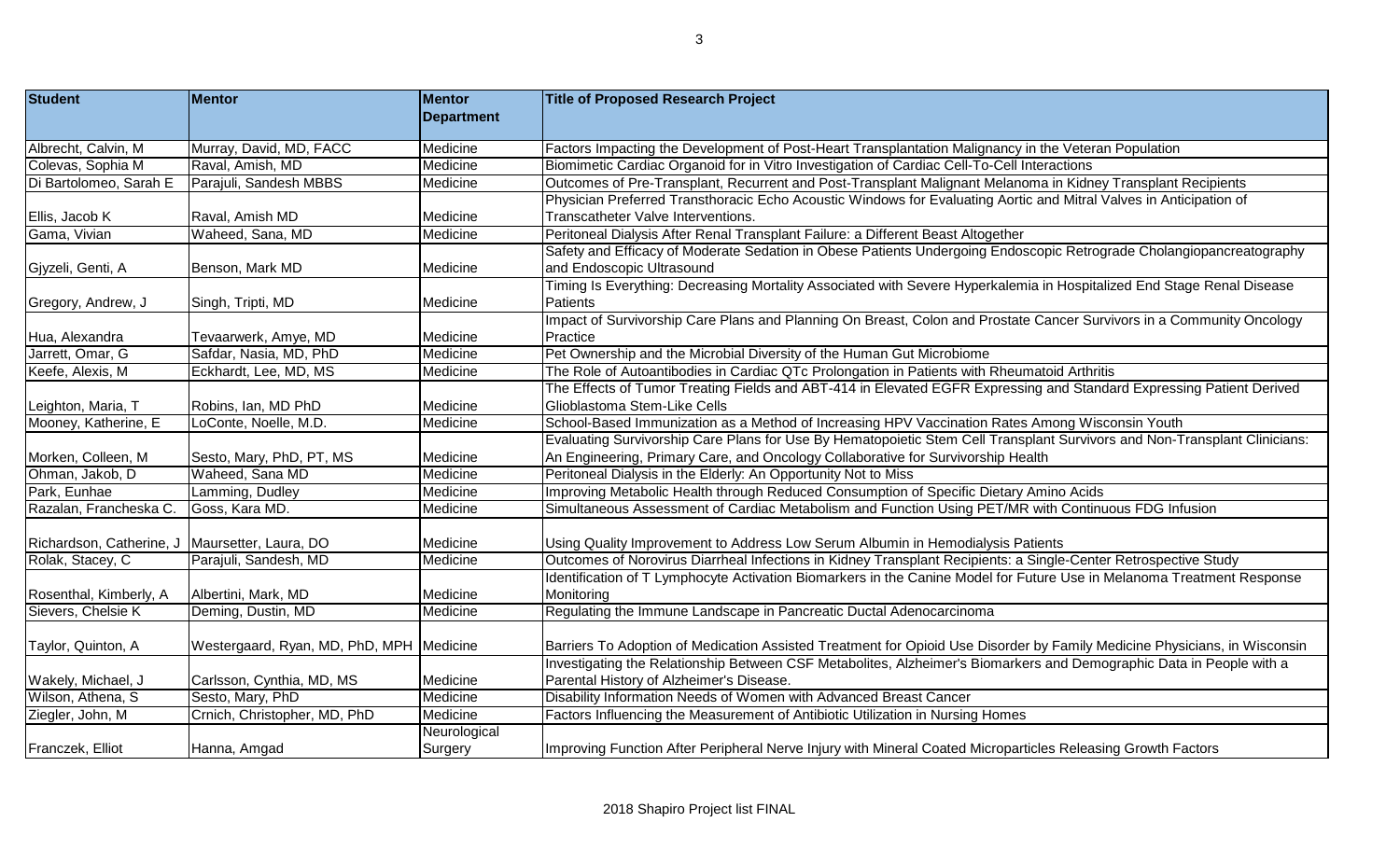| Student | Mentor | Mentor Department | Title of Proposed Research Project |
|---|---|---|---|
| Albrecht, Calvin, M | Murray, David, MD, FACC | Medicine | Factors Impacting the Development of Post-Heart Transplantation Malignancy in the Veteran Population |
| Colevas, Sophia M | Raval, Amish, MD | Medicine | Biomimetic Cardiac Organoid for in Vitro Investigation of Cardiac Cell-To-Cell Interactions |
| Di Bartolomeo, Sarah E | Parajuli, Sandesh MBBS | Medicine | Outcomes of Pre-Transplant, Recurrent and Post-Transplant Malignant Melanoma in Kidney Transplant Recipients |
| Ellis, Jacob K | Raval, Amish MD | Medicine | Physician Preferred Transthoracic Echo Acoustic Windows for Evaluating Aortic and Mitral Valves in Anticipation of Transcatheter Valve Interventions. |
| Gama, Vivian | Waheed, Sana, MD | Medicine | Peritoneal Dialysis After Renal Transplant Failure: a Different Beast Altogether |
| Gjyzeli, Genti, A | Benson, Mark MD | Medicine | Safety and Efficacy of Moderate Sedation in Obese Patients Undergoing Endoscopic Retrograde Cholangiopancreatography and Endoscopic Ultrasound |
| Gregory, Andrew, J | Singh, Tripti, MD | Medicine | Timing Is Everything: Decreasing Mortality Associated with Severe Hyperkalemia in Hospitalized End Stage Renal Disease Patients |
| Hua, Alexandra | Tevaarwerk, Amye, MD | Medicine | Impact of Survivorship Care Plans and Planning On Breast, Colon and Prostate Cancer Survivors in a Community Oncology Practice |
| Jarrett, Omar, G | Safdar, Nasia, MD, PhD | Medicine | Pet Ownership and the Microbial Diversity of the Human Gut Microbiome |
| Keefe, Alexis, M | Eckhardt, Lee, MD, MS | Medicine | The Role of Autoantibodies in Cardiac QTc Prolongation in Patients with Rheumatoid Arthritis |
| Leighton, Maria, T | Robins, Ian, MD PhD | Medicine | The Effects of Tumor Treating Fields and ABT-414 in Elevated EGFR Expressing and Standard Expressing Patient Derived Glioblastoma Stem-Like Cells |
| Mooney, Katherine, E | LoConte, Noelle, M.D. | Medicine | School-Based Immunization as a Method of Increasing HPV Vaccination Rates Among Wisconsin Youth |
| Morken, Colleen, M | Sesto, Mary, PhD, PT, MS | Medicine | Evaluating Survivorship Care Plans for Use By Hematopoietic Stem Cell Transplant Survivors and Non-Transplant Clinicians: An Engineering, Primary Care, and Oncology Collaborative for Survivorship Health |
| Ohman, Jakob, D | Waheed, Sana MD | Medicine | Peritoneal Dialysis in the Elderly: An Opportunity Not to Miss |
| Park, Eunhae | Lamming, Dudley | Medicine | Improving Metabolic Health through Reduced Consumption of Specific Dietary Amino Acids |
| Razalan, Francheska C. | Goss, Kara MD. | Medicine | Simultaneous Assessment of Cardiac Metabolism and Function Using PET/MR with Continuous FDG Infusion |
| Richardson, Catherine, J | Maursetter, Laura, DO | Medicine | Using Quality Improvement to Address Low Serum Albumin in Hemodialysis Patients |
| Rolak, Stacey, C | Parajuli, Sandesh, MD | Medicine | Outcomes of Norovirus Diarrheal Infections in Kidney Transplant Recipients: a Single-Center Retrospective Study |
| Rosenthal, Kimberly, A | Albertini, Mark, MD | Medicine | Identification of T Lymphocyte Activation Biomarkers in the Canine Model for Future Use in Melanoma Treatment Response Monitoring |
| Sievers, Chelsie K | Deming, Dustin, MD | Medicine | Regulating the Immune Landscape in Pancreatic Ductal Adenocarcinoma |
| Taylor, Quinton, A | Westergaard, Ryan, MD, PhD, MPH | Medicine | Barriers To Adoption of Medication Assisted Treatment for Opioid Use Disorder by Family Medicine Physicians, in Wisconsin |
| Wakely, Michael, J | Carlsson, Cynthia, MD, MS | Medicine | Investigating the Relationship Between CSF Metabolites, Alzheimer's Biomarkers and Demographic Data in People with a Parental History of Alzheimer's Disease. |
| Wilson, Athena, S | Sesto, Mary, PhD | Medicine | Disability Information Needs of Women with Advanced Breast Cancer |
| Ziegler, John, M | Crnich, Christopher, MD, PhD | Medicine | Factors Influencing the Measurement of Antibiotic Utilization in Nursing Homes |
| Franczek, Elliot | Hanna, Amgad | Neurological Surgery | Improving Function After Peripheral Nerve Injury with Mineral Coated Microparticles Releasing Growth Factors |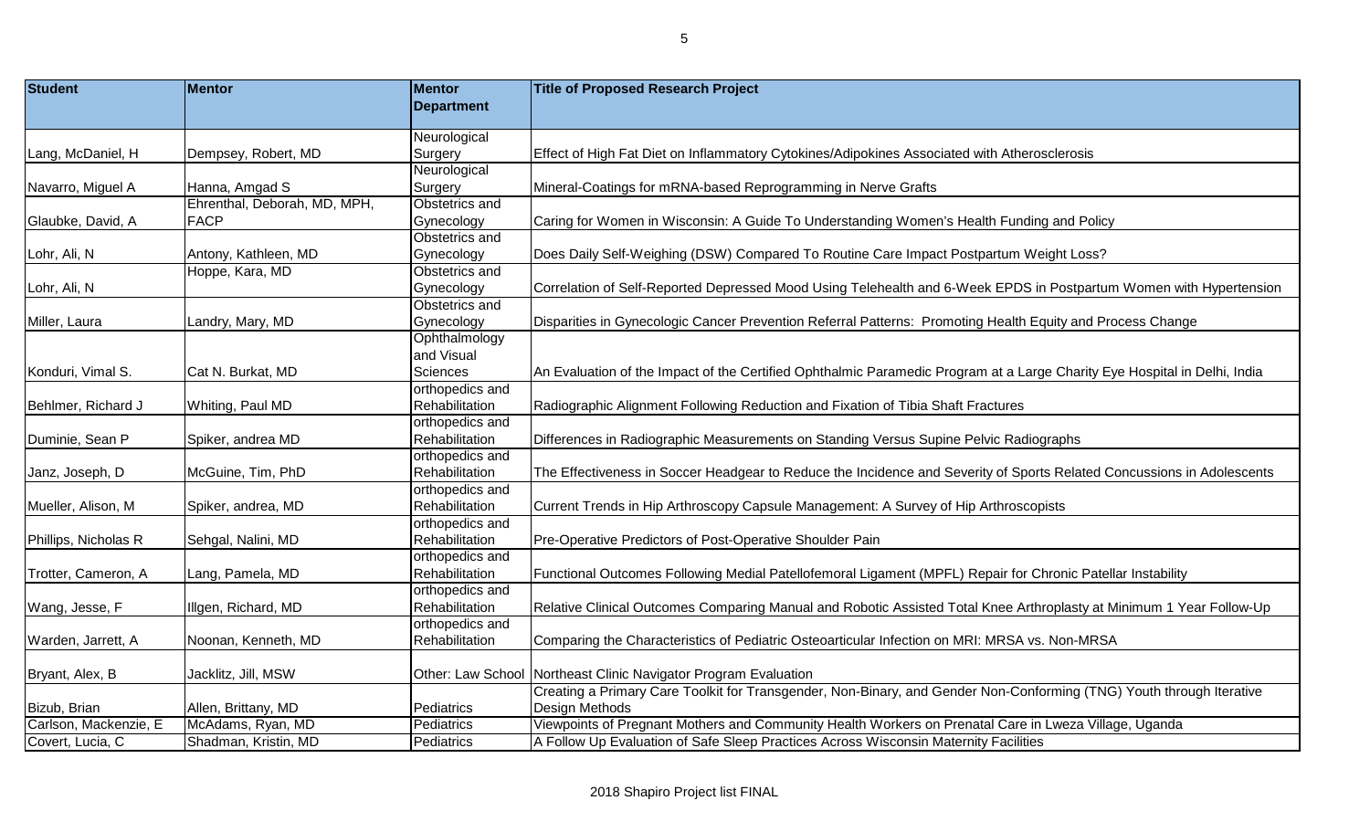| Student | Mentor | Mentor Department | Title of Proposed Research Project |
|---|---|---|---|
| Lang, McDaniel, H | Dempsey, Robert, MD | Neurological Surgery | Effect of High Fat Diet on Inflammatory Cytokines/Adipokines Associated with Atherosclerosis |
| Navarro, Miguel A | Hanna, Amgad S | Neurological Surgery | Mineral-Coatings for mRNA-based Reprogramming in Nerve Grafts |
| Glaubke, David, A | Ehrenthal, Deborah, MD, MPH, FACP | Obstetrics and Gynecology | Caring for Women in Wisconsin: A Guide To Understanding Women's Health Funding and Policy |
| Lohr, Ali, N | Antony, Kathleen, MD | Obstetrics and Gynecology | Does Daily Self-Weighing (DSW) Compared To Routine Care Impact Postpartum Weight Loss? |
| Lohr, Ali, N | Hoppe, Kara, MD | Obstetrics and Gynecology | Correlation of Self-Reported Depressed Mood Using Telehealth and 6-Week EPDS in Postpartum Women with Hypertension |
| Miller, Laura | Landry, Mary, MD | Obstetrics and Gynecology | Disparities in Gynecologic Cancer Prevention Referral Patterns: Promoting Health Equity and Process Change |
| Konduri, Vimal S. | Cat N. Burkat, MD | Ophthalmology and Visual Sciences | An Evaluation of the Impact of the Certified Ophthalmic Paramedic Program at a Large Charity Eye Hospital in Delhi, India |
| Behlmer, Richard J | Whiting, Paul MD | orthopedics and Rehabilitation | Radiographic Alignment Following Reduction and Fixation of Tibia Shaft Fractures |
| Duminie, Sean P | Spiker, andrea MD | orthopedics and Rehabilitation | Differences in Radiographic Measurements on Standing Versus Supine Pelvic Radiographs |
| Janz, Joseph, D | McGuine, Tim, PhD | orthopedics and Rehabilitation | The Effectiveness in Soccer Headgear to Reduce the Incidence and Severity of Sports Related Concussions in Adolescents |
| Mueller, Alison, M | Spiker, andrea, MD | orthopedics and Rehabilitation | Current Trends in Hip Arthroscopy Capsule Management: A Survey of Hip Arthroscopists |
| Phillips, Nicholas R | Sehgal, Nalini, MD | orthopedics and Rehabilitation | Pre-Operative Predictors of Post-Operative Shoulder Pain |
| Trotter, Cameron, A | Lang, Pamela, MD | orthopedics and Rehabilitation | Functional Outcomes Following Medial Patellofemoral Ligament (MPFL) Repair for Chronic Patellar Instability |
| Wang, Jesse, F | Illgen, Richard, MD | orthopedics and Rehabilitation | Relative Clinical Outcomes Comparing Manual and Robotic Assisted Total Knee Arthroplasty at Minimum 1 Year Follow-Up |
| Warden, Jarrett, A | Noonan, Kenneth, MD | orthopedics and Rehabilitation | Comparing the Characteristics of Pediatric Osteoarticular Infection on MRI: MRSA vs. Non-MRSA |
| Bryant, Alex, B | Jacklitz, Jill, MSW | Other: Law School | Northeast Clinic Navigator Program Evaluation |
| Bizub, Brian | Allen, Brittany, MD | Pediatrics | Creating a Primary Care Toolkit for Transgender, Non-Binary, and Gender Non-Conforming (TNG) Youth through Iterative Design Methods |
| Carlson, Mackenzie, E | McAdams, Ryan, MD | Pediatrics | Viewpoints of Pregnant Mothers and Community Health Workers on Prenatal Care in Lweza Village, Uganda |
| Covert, Lucia, C | Shadman, Kristin, MD | Pediatrics | A Follow Up Evaluation of Safe Sleep Practices Across Wisconsin Maternity Facilities |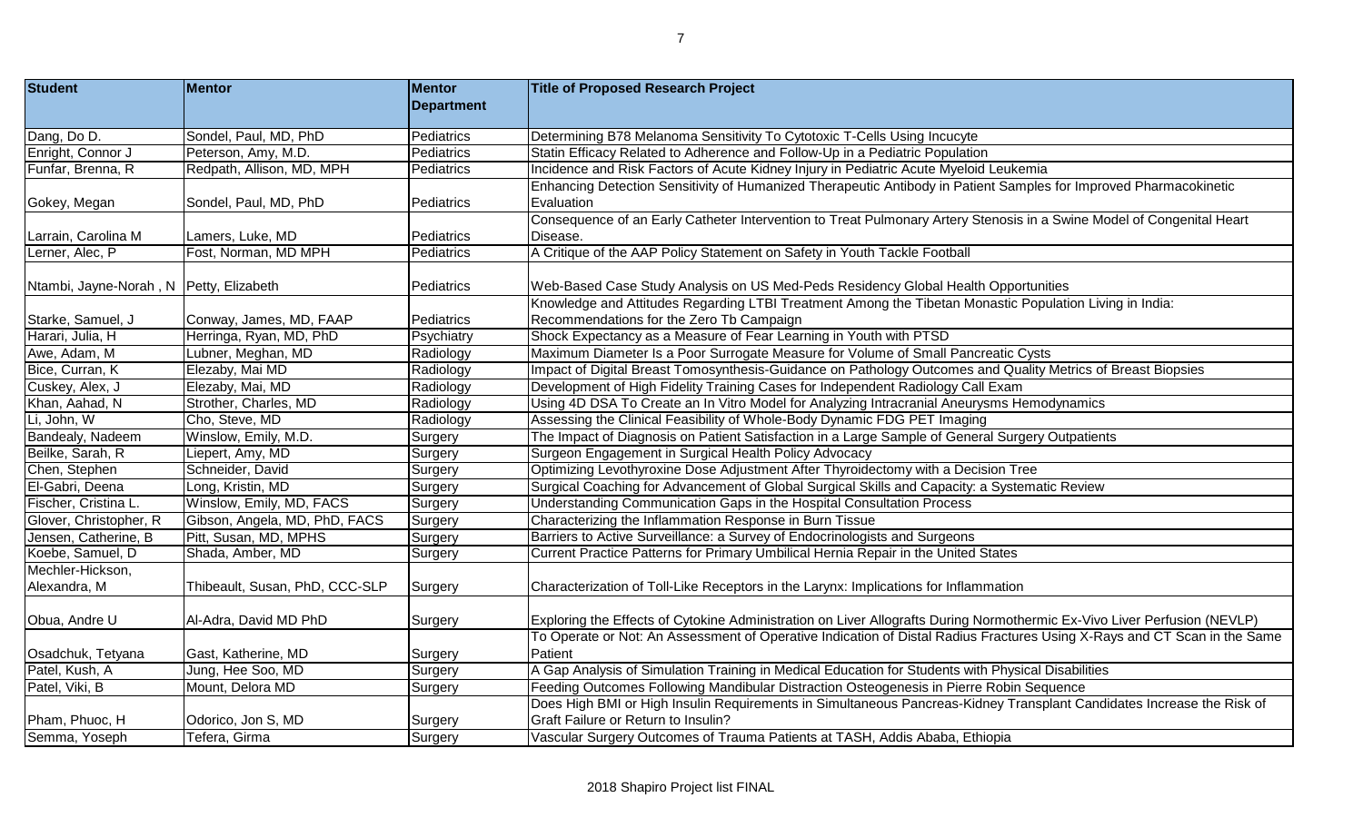| Student | Mentor | Mentor Department | Title of Proposed Research Project |
|---|---|---|---|
| Dang, Do D. | Sondel, Paul, MD, PhD | Pediatrics | Determining B78 Melanoma Sensitivity To Cytotoxic T-Cells Using Incucyte |
| Enright, Connor J | Peterson, Amy, M.D. | Pediatrics | Statin Efficacy Related to Adherence and Follow-Up in a Pediatric Population |
| Funfar, Brenna, R | Redpath, Allison, MD, MPH | Pediatrics | Incidence and Risk Factors of Acute Kidney Injury in Pediatric Acute Myeloid Leukemia |
| Gokey, Megan | Sondel, Paul, MD, PhD | Pediatrics | Enhancing Detection Sensitivity of Humanized Therapeutic Antibody in Patient Samples for Improved Pharmacokinetic Evaluation |
| Larrain, Carolina M | Lamers, Luke, MD | Pediatrics | Consequence of an Early Catheter Intervention to Treat Pulmonary Artery Stenosis in a Swine Model of Congenital Heart Disease. |
| Lerner, Alec, P | Fost, Norman, MD MPH | Pediatrics | A Critique of the AAP Policy Statement on Safety in Youth Tackle Football |
| Ntambi, Jayne-Norah , N | Petty, Elizabeth | Pediatrics | Web-Based Case Study Analysis on US Med-Peds Residency Global Health Opportunities |
| Starke, Samuel, J | Conway, James, MD, FAAP | Pediatrics | Knowledge and Attitudes Regarding LTBI Treatment Among the Tibetan Monastic Population Living in India: Recommendations for the Zero Tb Campaign |
| Harari, Julia, H | Herringa, Ryan, MD, PhD | Psychiatry | Shock Expectancy as a Measure of Fear Learning in Youth with PTSD |
| Awe, Adam, M | Lubner, Meghan, MD | Radiology | Maximum Diameter Is a Poor Surrogate Measure for Volume of Small Pancreatic Cysts |
| Bice, Curran, K | Elezaby, Mai MD | Radiology | Impact of Digital Breast Tomosynthesis-Guidance on Pathology Outcomes and Quality Metrics of Breast Biopsies |
| Cuskey, Alex, J | Elezaby, Mai, MD | Radiology | Development of High Fidelity Training Cases for Independent Radiology Call Exam |
| Khan, Aahad, N | Strother, Charles, MD | Radiology | Using 4D DSA To Create an In Vitro Model for Analyzing Intracranial Aneurysms Hemodynamics |
| Li, John, W | Cho, Steve, MD | Radiology | Assessing the Clinical Feasibility of Whole-Body Dynamic FDG PET Imaging |
| Bandealy, Nadeem | Winslow, Emily, M.D. | Surgery | The Impact of Diagnosis on Patient Satisfaction in a Large Sample of General Surgery Outpatients |
| Beilke, Sarah, R | Liepert, Amy, MD | Surgery | Surgeon Engagement in Surgical Health Policy Advocacy |
| Chen, Stephen | Schneider, David | Surgery | Optimizing Levothyroxine Dose Adjustment After Thyroidectomy with a Decision Tree |
| El-Gabri, Deena | Long, Kristin, MD | Surgery | Surgical Coaching for Advancement of Global Surgical Skills and Capacity: a Systematic Review |
| Fischer, Cristina L. | Winslow, Emily, MD, FACS | Surgery | Understanding Communication Gaps in the Hospital Consultation Process |
| Glover, Christopher, R | Gibson, Angela, MD, PhD, FACS | Surgery | Characterizing the Inflammation Response in Burn Tissue |
| Jensen, Catherine, B | Pitt, Susan, MD, MPHS | Surgery | Barriers to Active Surveillance: a Survey of Endocrinologists and Surgeons |
| Koebe, Samuel, D | Shada, Amber, MD | Surgery | Current Practice Patterns for Primary Umbilical Hernia Repair in the United States |
| Mechler-Hickson, Alexandra, M | Thibeault, Susan, PhD, CCC-SLP | Surgery | Characterization of Toll-Like Receptors in the Larynx: Implications for Inflammation |
| Obua, Andre U | Al-Adra, David MD PhD | Surgery | Exploring the Effects of Cytokine Administration on Liver Allografts During Normothermic Ex-Vivo Liver Perfusion (NEVLP) |
| Osadchuk, Tetyana | Gast, Katherine, MD | Surgery | To Operate or Not: An Assessment of Operative Indication of Distal Radius Fractures Using X-Rays and CT Scan in the Same Patient |
| Patel, Kush, A | Jung, Hee Soo, MD | Surgery | A Gap Analysis of Simulation Training in Medical Education for Students with Physical Disabilities |
| Patel, Viki, B | Mount, Delora MD | Surgery | Feeding Outcomes Following Mandibular Distraction Osteogenesis in Pierre Robin Sequence |
| Pham, Phuoc, H | Odorico, Jon S, MD | Surgery | Does High BMI or High Insulin Requirements in Simultaneous Pancreas-Kidney Transplant Candidates Increase the Risk of Graft Failure or Return to Insulin? |
| Semma, Yoseph | Tefera, Girma | Surgery | Vascular Surgery Outcomes of Trauma Patients at TASH, Addis Ababa, Ethiopia |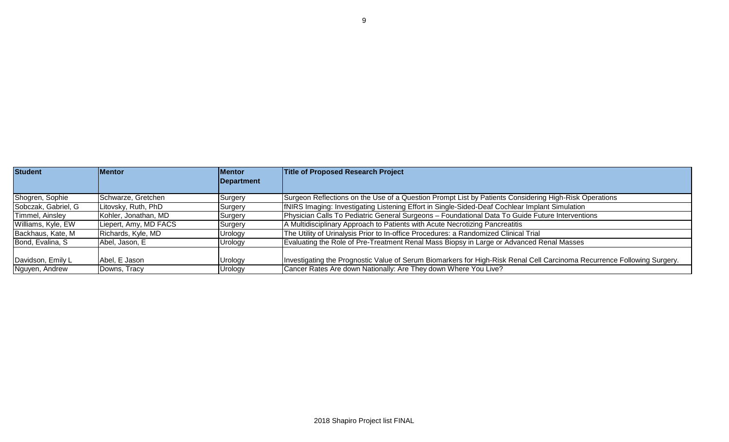| Student | Mentor | Mentor Department | Title of Proposed Research Project |
| --- | --- | --- | --- |
| Shogren, Sophie | Schwarze, Gretchen | Surgery | Surgeon Reflections on the Use of a Question Prompt List by Patients Considering High-Risk Operations |
| Sobczak, Gabriel, G | Litovsky, Ruth, PhD | Surgery | fNIRS Imaging: Investigating Listening Effort in Single-Sided-Deaf Cochlear Implant Simulation |
| Timmel, Ainsley | Kohler, Jonathan, MD | Surgery | Physician Calls To Pediatric General Surgeons – Foundational Data To Guide Future Interventions |
| Williams, Kyle, EW | Liepert, Amy, MD FACS | Surgery | A Multidisciplinary Approach to Patients with Acute Necrotizing Pancreatitis |
| Backhaus, Kate, M | Richards, Kyle, MD | Urology | The Utility of Urinalysis Prior to In-office Procedures: a Randomized Clinical Trial |
| Bond, Evalina, S | Abel, Jason, E | Urology | Evaluating the Role of Pre-Treatment Renal Mass Biopsy in Large or Advanced Renal Masses |
| Davidson, Emily L | Abel, E Jason | Urology | Investigating the Prognostic Value of Serum Biomarkers for High-Risk Renal Cell Carcinoma Recurrence Following Surgery. |
| Nguyen, Andrew | Downs, Tracy | Urology | Cancer Rates Are down Nationally: Are They down Where You Live? |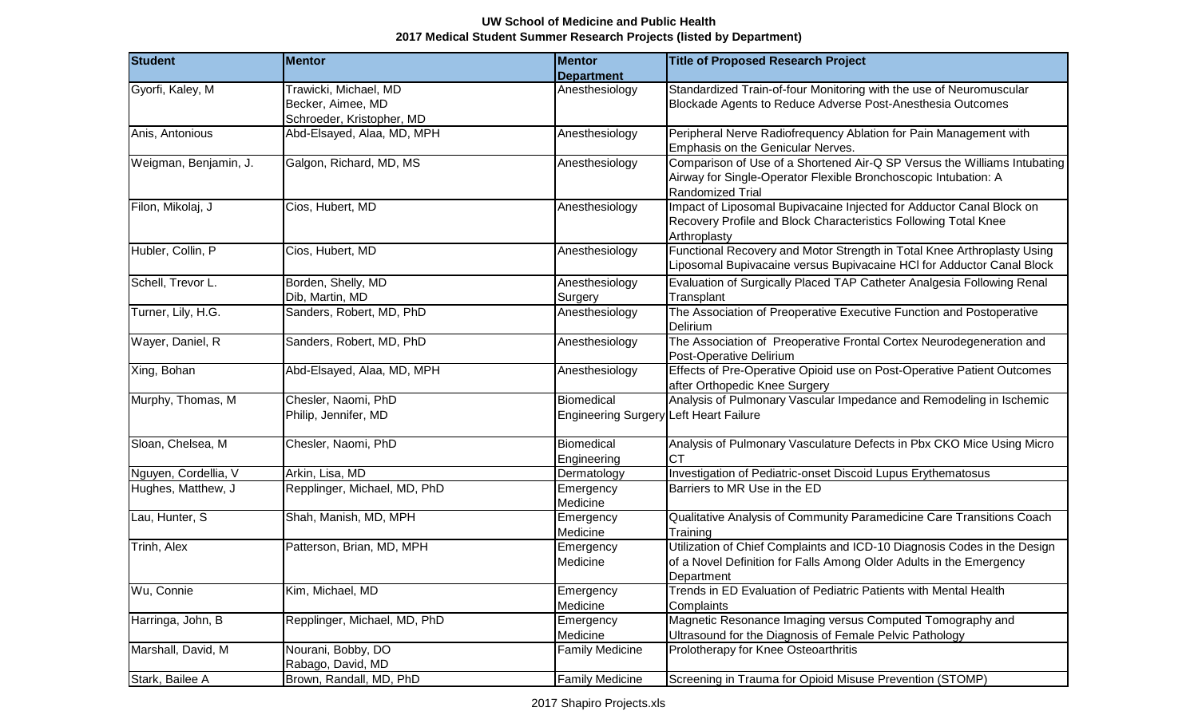**UW School of Medicine and Public Health**
**2017 Medical Student Summer Research Projects (listed by Department)**

| Student | Mentor | Mentor Department | Title of Proposed Research Project |
|---|---|---|---|
| Gyorfi, Kaley, M | Trawicki, Michael, MD<br>Becker, Aimee, MD<br>Schroeder, Kristopher, MD | Anesthesiology | Standardized Train-of-four Monitoring with the use of Neuromuscular Blockade Agents to Reduce Adverse Post-Anesthesia Outcomes |
| Anis, Antonious | Abd-Elsayed, Alaa, MD, MPH | Anesthesiology | Peripheral Nerve Radiofrequency Ablation for Pain Management with Emphasis on the Genicular Nerves. |
| Weigman, Benjamin, J. | Galgon, Richard, MD, MS | Anesthesiology | Comparison of Use of a Shortened Air-Q SP Versus the Williams Intubating Airway for Single-Operator Flexible Bronchoscopic Intubation: A Randomized Trial |
| Filon, Mikolaj, J | Cios, Hubert, MD | Anesthesiology | Impact of Liposomal Bupivacaine Injected for Adductor Canal Block on Recovery Profile and Block Characteristics Following Total Knee Arthroplasty |
| Hubler, Collin, P | Cios, Hubert, MD | Anesthesiology | Functional Recovery and Motor Strength in Total Knee Arthroplasty Using Liposomal Bupivacaine versus Bupivacaine HCl for Adductor Canal Block |
| Schell, Trevor L. | Borden, Shelly, MD<br>Dib, Martin, MD | Anesthesiology<br>Surgery | Evaluation of Surgically Placed TAP Catheter Analgesia Following Renal Transplant |
| Turner, Lily, H.G. | Sanders, Robert, MD, PhD | Anesthesiology | The Association of Preoperative Executive Function and Postoperative Delirium |
| Wayer, Daniel, R | Sanders, Robert, MD, PhD | Anesthesiology | The Association of Preoperative Frontal Cortex Neurodegeneration and Post-Operative Delirium |
| Xing, Bohan | Abd-Elsayed, Alaa, MD, MPH | Anesthesiology | Effects of Pre-Operative Opioid use on Post-Operative Patient Outcomes after Orthopedic Knee Surgery |
| Murphy, Thomas, M | Chesler, Naomi, PhD<br>Philip, Jennifer, MD | Biomedical Engineering Surgery | Analysis of Pulmonary Vascular Impedance and Remodeling in Ischemic Left Heart Failure |
| Sloan, Chelsea, M | Chesler, Naomi, PhD | Biomedical Engineering | Analysis of Pulmonary Vasculature Defects in Pbx CKO Mice Using Micro CT |
| Nguyen, Cordellia, V | Arkin, Lisa, MD | Dermatology | Investigation of Pediatric-onset Discoid Lupus Erythematosus |
| Hughes, Matthew, J | Repplinger, Michael, MD, PhD | Emergency Medicine | Barriers to MR Use in the ED |
| Lau, Hunter, S | Shah, Manish, MD, MPH | Emergency Medicine | Qualitative Analysis of Community Paramedicine Care Transitions Coach Training |
| Trinh, Alex | Patterson, Brian, MD, MPH | Emergency Medicine | Utilization of Chief Complaints and ICD-10 Diagnosis Codes in the Design of a Novel Definition for Falls Among Older Adults in the Emergency Department |
| Wu, Connie | Kim, Michael, MD | Emergency Medicine | Trends in ED Evaluation of Pediatric Patients with Mental Health Complaints |
| Harringa, John, B | Repplinger, Michael, MD, PhD | Emergency Medicine | Magnetic Resonance Imaging versus Computed Tomography and Ultrasound for the Diagnosis of Female Pelvic Pathology |
| Marshall, David, M | Nourani, Bobby, DO<br>Rabago, David, MD | Family Medicine | Prolotherapy for Knee Osteoarthritis |
| Stark, Bailee A | Brown, Randall, MD, PhD | Family Medicine | Screening in Trauma for Opioid Misuse Prevention (STOMP) |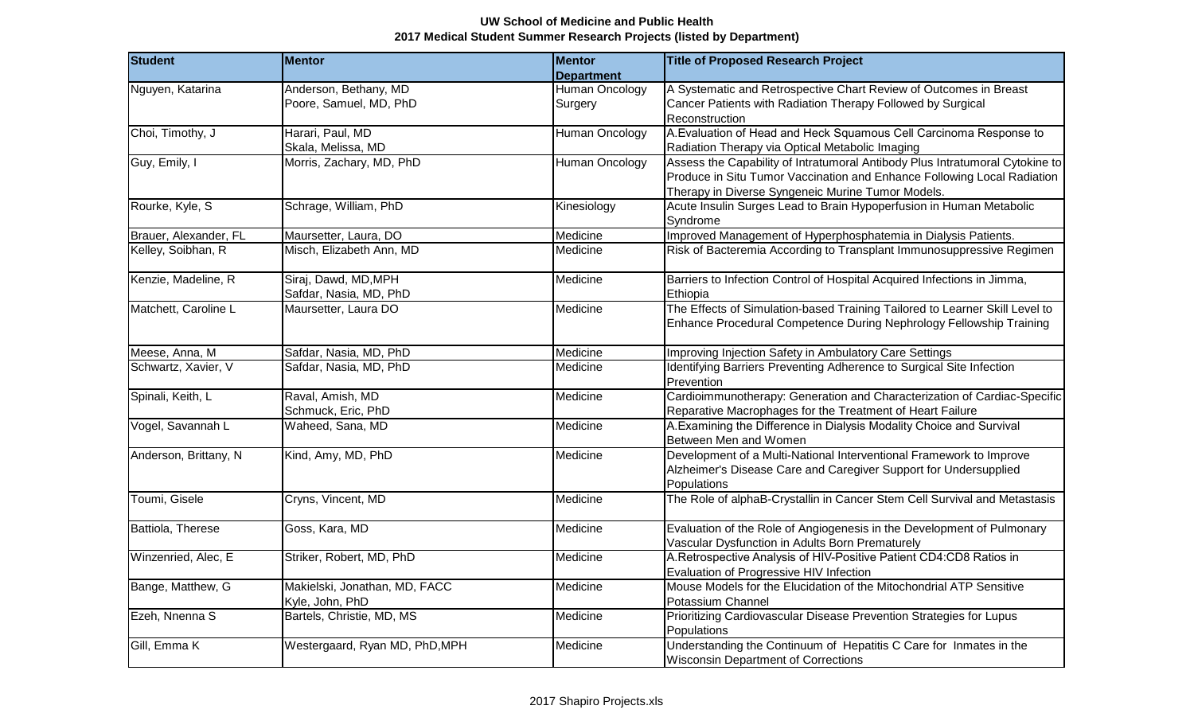**UW School of Medicine and Public Health**
**2017 Medical Student Summer Research Projects (listed by Department)**

| Student | Mentor | Mentor Department | Title of Proposed Research Project |
|---|---|---|---|
| Nguyen, Katarina | Anderson, Bethany, MD<br>Poore, Samuel, MD, PhD | Human Oncology<br>Surgery | A Systematic and Retrospective Chart Review of Outcomes in Breast Cancer Patients with Radiation Therapy Followed by Surgical Reconstruction |
| Choi, Timothy, J | Harari, Paul, MD<br>Skala, Melissa, MD | Human Oncology | A.Evaluation of Head and Heck Squamous Cell Carcinoma Response to Radiation Therapy via Optical Metabolic Imaging |
| Guy, Emily, I | Morris, Zachary, MD, PhD | Human Oncology | Assess the Capability of Intratumoral Antibody Plus Intratumoral Cytokine to Produce in Situ Tumor Vaccination and Enhance Following Local Radiation Therapy in Diverse Syngeneic Murine Tumor Models. |
| Rourke, Kyle, S | Schrage, William, PhD | Kinesiology | Acute Insulin Surges Lead to Brain Hypoperfusion in Human Metabolic Syndrome |
| Brauer, Alexander, FL | Maursetter, Laura, DO | Medicine | Improved Management of Hyperphosphatemia in Dialysis Patients. |
| Kelley, Soibhan, R | Misch, Elizabeth Ann, MD | Medicine | Risk of Bacteremia According to Transplant Immunosuppressive Regimen |
| Kenzie, Madeline, R | Siraj, Dawd, MD,MPH<br>Safdar, Nasia, MD, PhD | Medicine | Barriers to Infection Control of Hospital Acquired Infections in Jimma, Ethiopia |
| Matchett, Caroline L | Maursetter, Laura DO | Medicine | The Effects of Simulation-based Training Tailored to Learner Skill Level to Enhance Procedural Competence During Nephrology Fellowship Training |
| Meese, Anna, M | Safdar, Nasia, MD, PhD | Medicine | Improving Injection Safety in Ambulatory Care Settings |
| Schwartz, Xavier, V | Safdar, Nasia, MD, PhD | Medicine | Identifying Barriers Preventing Adherence to Surgical Site Infection Prevention |
| Spinali, Keith, L | Raval, Amish, MD<br>Schmuck, Eric, PhD | Medicine | Cardioimmunotherapy: Generation and Characterization of Cardiac-Specific Reparative Macrophages for the Treatment of Heart Failure |
| Vogel, Savannah L | Waheed, Sana, MD | Medicine | A.Examining the Difference in Dialysis Modality Choice and Survival Between Men and Women |
| Anderson, Brittany, N | Kind, Amy, MD, PhD | Medicine | Development of a Multi-National Interventional Framework to Improve Alzheimer's Disease Care and Caregiver Support for Undersupplied Populations |
| Toumi, Gisele | Cryns, Vincent, MD | Medicine | The Role of alphaB-Crystallin in Cancer Stem Cell Survival and Metastasis |
| Battiola, Therese | Goss, Kara, MD | Medicine | Evaluation of the Role of Angiogenesis in the Development of Pulmonary Vascular Dysfunction in Adults Born Prematurely |
| Winzenried, Alec, E | Striker, Robert, MD, PhD | Medicine | A.Retrospective Analysis of HIV-Positive Patient CD4:CD8 Ratios in Evaluation of Progressive HIV Infection |
| Bange, Matthew, G | Makielski, Jonathan, MD, FACC<br>Kyle, John, PhD | Medicine | Mouse Models for the Elucidation of the Mitochondrial ATP Sensitive Potassium Channel |
| Ezeh, Nnenna S | Bartels, Christie, MD, MS | Medicine | Prioritizing Cardiovascular Disease Prevention Strategies for Lupus Populations |
| Gill, Emma K | Westergaard, Ryan MD, PhD,MPH | Medicine | Understanding the Continuum of Hepatitis C Care for Inmates in the Wisconsin Department of Corrections |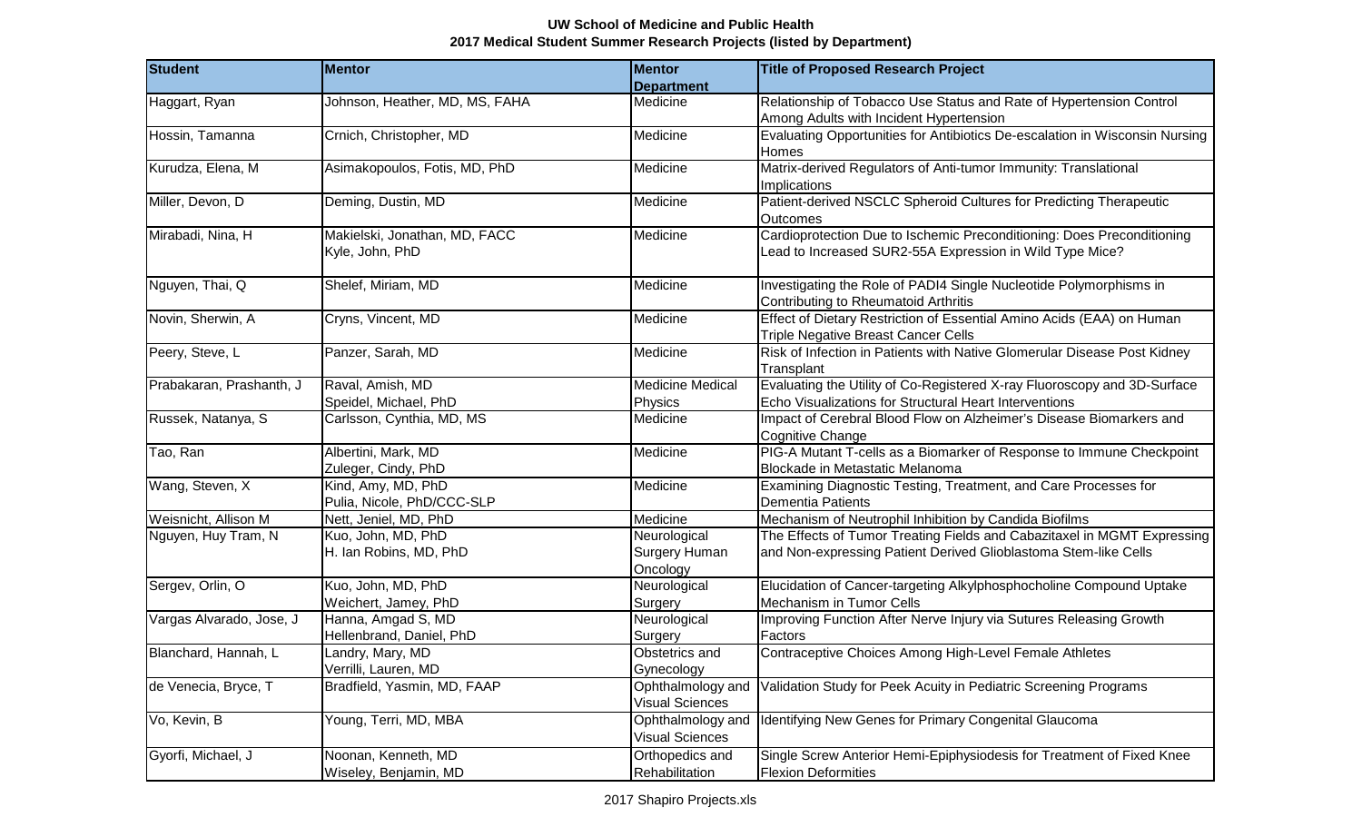**UW School of Medicine and Public Health**
**2017 Medical Student Summer Research Projects (listed by Department)**

| Student | Mentor | Mentor Department | Title of Proposed Research Project |
|---|---|---|---|
| Haggart, Ryan | Johnson, Heather, MD, MS, FAHA | Medicine | Relationship of Tobacco Use Status and Rate of Hypertension Control Among Adults with Incident Hypertension |
| Hossin, Tamanna | Crnich, Christopher, MD | Medicine | Evaluating Opportunities for Antibiotics De-escalation in Wisconsin Nursing Homes |
| Kurudza, Elena, M | Asimakopoulos, Fotis, MD, PhD | Medicine | Matrix-derived Regulators of Anti-tumor Immunity: Translational Implications |
| Miller, Devon, D | Deming, Dustin, MD | Medicine | Patient-derived NSCLC Spheroid Cultures for Predicting Therapeutic Outcomes |
| Mirabadi, Nina, H | Makielski, Jonathan, MD, FACC<br>Kyle, John, PhD | Medicine | Cardioprotection Due to Ischemic Preconditioning: Does Preconditioning Lead to Increased SUR2-55A Expression in Wild Type Mice? |
| Nguyen, Thai, Q | Shelef, Miriam, MD | Medicine | Investigating the Role of PADI4 Single Nucleotide Polymorphisms in Contributing to Rheumatoid Arthritis |
| Novin, Sherwin, A | Cryns, Vincent, MD | Medicine | Effect of Dietary Restriction of Essential Amino Acids (EAA) on Human Triple Negative Breast Cancer Cells |
| Peery, Steve, L | Panzer, Sarah, MD | Medicine | Risk of Infection in Patients with Native Glomerular Disease Post Kidney Transplant |
| Prabakaran, Prashanth, J | Raval, Amish, MD<br>Speidel, Michael, PhD | Medicine Medical Physics | Evaluating the Utility of Co-Registered X-ray Fluoroscopy and 3D-Surface Echo Visualizations for Structural Heart Interventions |
| Russek, Natanya, S | Carlsson, Cynthia, MD, MS | Medicine | Impact of Cerebral Blood Flow on Alzheimer's Disease Biomarkers and Cognitive Change |
| Tao, Ran | Albertini, Mark, MD<br>Zuleger, Cindy, PhD | Medicine | PIG-A Mutant T-cells as a Biomarker of Response to Immune Checkpoint Blockade in Metastatic Melanoma |
| Wang, Steven, X | Kind, Amy, MD, PhD<br>Pulia, Nicole, PhD/CCC-SLP | Medicine | Examining Diagnostic Testing, Treatment, and Care Processes for Dementia Patients |
| Weisnicht, Allison M | Nett, Jeniel, MD, PhD | Medicine | Mechanism of Neutrophil Inhibition by Candida Biofilms |
| Nguyen, Huy Tram, N | Kuo, John, MD, PhD<br>H. Ian Robins, MD, PhD | Neurological Surgery Human Oncology | The Effects of Tumor Treating Fields and Cabazitaxel in MGMT Expressing and Non-expressing Patient Derived Glioblastoma Stem-like Cells |
| Sergev, Orlin, O | Kuo, John, MD, PhD<br>Weichert, Jamey, PhD | Neurological Surgery | Elucidation of Cancer-targeting Alkylphosphocholine Compound Uptake Mechanism in Tumor Cells |
| Vargas Alvarado, Jose, J | Hanna, Amgad S, MD<br>Hellenbrand, Daniel, PhD | Neurological Surgery | Improving Function After Nerve Injury via Sutures Releasing Growth Factors |
| Blanchard, Hannah, L | Landry, Mary, MD<br>Verrilli, Lauren, MD | Obstetrics and Gynecology | Contraceptive Choices Among High-Level Female Athletes |
| de Venecia, Bryce, T | Bradfield, Yasmin, MD, FAAP | Ophthalmology and Visual Sciences | Validation Study for Peek Acuity in Pediatric Screening Programs |
| Vo, Kevin, B | Young, Terri, MD, MBA | Ophthalmology and Visual Sciences | Identifying New Genes for Primary Congenital Glaucoma |
| Gyorfi, Michael, J | Noonan, Kenneth, MD<br>Wiseley, Benjamin, MD | Orthopedics and Rehabilitation | Single Screw Anterior Hemi-Epiphysiodesis for Treatment of Fixed Knee Flexion Deformities |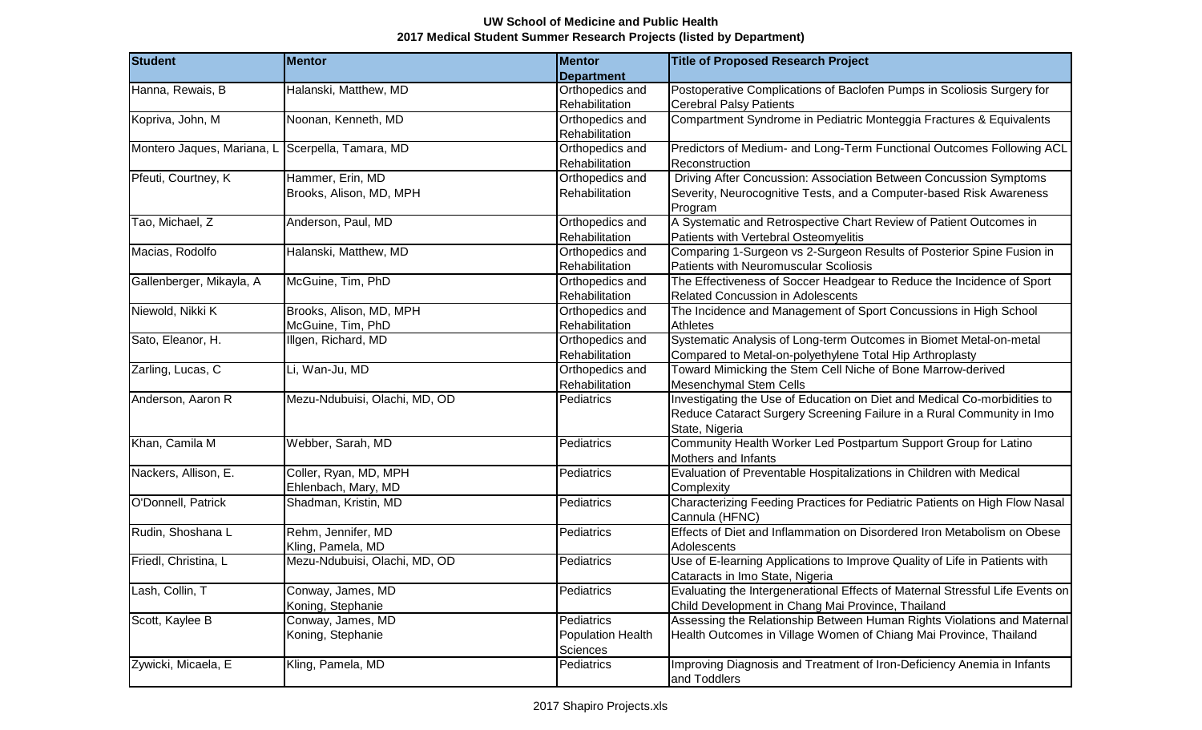**UW School of Medicine and Public Health**
**2017 Medical Student Summer Research Projects (listed by Department)**

| Student | Mentor | Mentor Department | Title of Proposed Research Project |
|---|---|---|---|
| Hanna, Rewais, B | Halanski, Matthew, MD | Orthopedics and Rehabilitation | Postoperative Complications of Baclofen Pumps in Scoliosis Surgery for Cerebral Palsy Patients |
| Kopriva, John, M | Noonan, Kenneth, MD | Orthopedics and Rehabilitation | Compartment Syndrome in Pediatric Monteggia Fractures & Equivalents |
| Montero Jaques, Mariana, L | Scerpella, Tamara, MD | Orthopedics and Rehabilitation | Predictors of Medium- and Long-Term Functional Outcomes Following ACL Reconstruction |
| Pfeuti, Courtney, K | Hammer, Erin, MD<br>Brooks, Alison, MD, MPH | Orthopedics and Rehabilitation | Driving After Concussion: Association Between Concussion Symptoms Severity, Neurocognitive Tests, and a Computer-based Risk Awareness Program |
| Tao, Michael, Z | Anderson, Paul, MD | Orthopedics and Rehabilitation | A Systematic and Retrospective Chart Review of Patient Outcomes in Patients with Vertebral Osteomyelitis |
| Macias, Rodolfo | Halanski, Matthew, MD | Orthopedics and Rehabilitation | Comparing 1-Surgeon vs 2-Surgeon Results of Posterior Spine Fusion in Patients with Neuromuscular Scoliosis |
| Gallenberger, Mikayla, A | McGuine, Tim, PhD | Orthopedics and Rehabilitation | The Effectiveness of Soccer Headgear to Reduce the Incidence of Sport Related Concussion in Adolescents |
| Niewold, Nikki K | Brooks, Alison, MD, MPH<br>McGuine, Tim, PhD | Orthopedics and Rehabilitation | The Incidence and Management of Sport Concussions in High School Athletes |
| Sato, Eleanor, H. | Illgen, Richard, MD | Orthopedics and Rehabilitation | Systematic Analysis of Long-term Outcomes in Biomet Metal-on-metal Compared to Metal-on-polyethylene Total Hip Arthroplasty |
| Zarling, Lucas, C | Li, Wan-Ju, MD | Orthopedics and Rehabilitation | Toward Mimicking the Stem Cell Niche of Bone Marrow-derived Mesenchymal Stem Cells |
| Anderson, Aaron R | Mezu-Ndubuisi, Olachi, MD, OD | Pediatrics | Investigating the Use of Education on Diet and Medical Co-morbidities to Reduce Cataract Surgery Screening Failure in a Rural Community in Imo State, Nigeria |
| Khan, Camila M | Webber, Sarah, MD | Pediatrics | Community Health Worker Led Postpartum Support Group for Latino Mothers and Infants |
| Nackers, Allison, E. | Coller, Ryan, MD, MPH<br>Ehlenbach, Mary, MD | Pediatrics | Evaluation of Preventable Hospitalizations in Children with Medical Complexity |
| O'Donnell, Patrick | Shadman, Kristin, MD | Pediatrics | Characterizing Feeding Practices for Pediatric Patients on High Flow Nasal Cannula (HFNC) |
| Rudin, Shoshana L | Rehm, Jennifer, MD<br>Kling, Pamela, MD | Pediatrics | Effects of Diet and Inflammation on Disordered Iron Metabolism on Obese Adolescents |
| Friedl, Christina, L | Mezu-Ndubuisi, Olachi, MD, OD | Pediatrics | Use of E-learning Applications to Improve Quality of Life in Patients with Cataracts in Imo State, Nigeria |
| Lash, Collin, T | Conway, James, MD<br>Koning, Stephanie | Pediatrics | Evaluating the Intergenerational Effects of Maternal Stressful Life Events on Child Development in Chang Mai Province, Thailand |
| Scott, Kaylee B | Conway, James, MD<br>Koning, Stephanie | Pediatrics<br>Population Health Sciences | Assessing the Relationship Between Human Rights Violations and Maternal Health Outcomes in Village Women of Chiang Mai Province, Thailand |
| Zywicki, Micaela, E | Kling, Pamela, MD | Pediatrics | Improving Diagnosis and Treatment of Iron-Deficiency Anemia in Infants and Toddlers |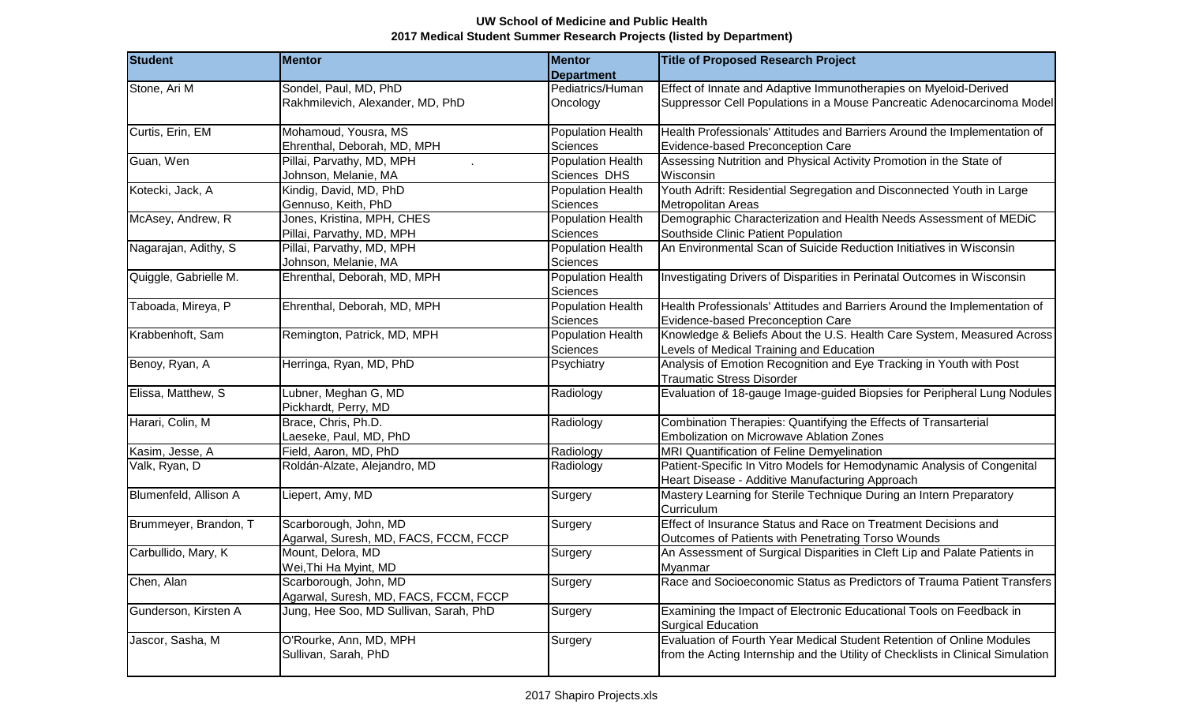**UW School of Medicine and Public Health**
**2017 Medical Student Summer Research Projects (listed by Department)**

| Student | Mentor | Mentor Department | Title of Proposed Research Project |
|---|---|---|---|
| Stone, Ari M | Sondel, Paul, MD, PhD<br>Rakhmilevich, Alexander, MD, PhD | Pediatrics/Human Oncology | Effect of Innate and Adaptive Immunotherapies on Myeloid-Derived Suppressor Cell Populations in a Mouse Pancreatic Adenocarcinoma Model |
| Curtis, Erin, EM | Mohamoud, Yousra, MS<br>Ehrenthal, Deborah, MD, MPH | Population Health Sciences | Health Professionals' Attitudes and Barriers Around the Implementation of Evidence-based Preconception Care |
| Guan, Wen | Pillai, Parvathy, MD, MPH .<br>Johnson, Melanie, MA | Population Health Sciences DHS | Assessing Nutrition and Physical Activity Promotion in the State of Wisconsin |
| Kotecki, Jack, A | Kindig, David, MD, PhD<br>Gennuso, Keith, PhD | Population Health Sciences | Youth Adrift: Residential Segregation and Disconnected Youth in Large Metropolitan Areas |
| McAsey, Andrew, R | Jones, Kristina, MPH, CHES<br>Pillai, Parvathy, MD, MPH | Population Health Sciences | Demographic Characterization and Health Needs Assessment of MEDiC Southside Clinic Patient Population |
| Nagarajan, Adithy, S | Pillai, Parvathy, MD, MPH<br>Johnson, Melanie, MA | Population Health Sciences | An Environmental Scan of Suicide Reduction Initiatives in Wisconsin |
| Quiggle, Gabrielle M. | Ehrenthal, Deborah, MD, MPH | Population Health Sciences | Investigating Drivers of Disparities in Perinatal Outcomes in Wisconsin |
| Taboada, Mireya, P | Ehrenthal, Deborah, MD, MPH | Population Health Sciences | Health Professionals' Attitudes and Barriers Around the Implementation of Evidence-based Preconception Care |
| Krabbenhoft, Sam | Remington, Patrick, MD, MPH | Population Health Sciences | Knowledge & Beliefs About the U.S. Health Care System, Measured Across Levels of Medical Training and Education |
| Benoy, Ryan, A | Herringa, Ryan, MD, PhD | Psychiatry | Analysis of Emotion Recognition and Eye Tracking in Youth with Post Traumatic Stress Disorder |
| Elissa, Matthew, S | Lubner, Meghan G, MD<br>Pickhardt, Perry, MD | Radiology | Evaluation of 18-gauge Image-guided Biopsies for Peripheral Lung Nodules |
| Harari, Colin, M | Brace, Chris, Ph.D.<br>Laeseke, Paul, MD, PhD | Radiology | Combination Therapies: Quantifying the Effects of Transarterial Embolization on Microwave Ablation Zones |
| Kasim, Jesse, A | Field, Aaron, MD, PhD | Radiology | MRI Quantification of Feline Demyelination |
| Valk, Ryan, D | Roldán-Alzate, Alejandro, MD | Radiology | Patient-Specific In Vitro Models for Hemodynamic Analysis of Congenital Heart Disease - Additive Manufacturing Approach |
| Blumenfeld, Allison A | Liepert, Amy, MD | Surgery | Mastery Learning for Sterile Technique During an Intern Preparatory Curriculum |
| Brummeyer, Brandon, T | Scarborough, John, MD<br>Agarwal, Suresh, MD, FACS, FCCM, FCCP | Surgery | Effect of Insurance Status and Race on Treatment Decisions and Outcomes of Patients with Penetrating Torso Wounds |
| Carbullido, Mary, K | Mount, Delora, MD<br>Wei,Thi Ha Myint, MD | Surgery | An Assessment of Surgical Disparities in Cleft Lip and Palate Patients in Myanmar |
| Chen, Alan | Scarborough, John, MD<br>Agarwal, Suresh, MD, FACS, FCCM, FCCP | Surgery | Race and Socioeconomic Status as Predictors of Trauma Patient Transfers |
| Gunderson, Kirsten A | Jung, Hee Soo, MD Sullivan, Sarah, PhD | Surgery | Examining the Impact of Electronic Educational Tools on Feedback in Surgical Education |
| Jascor, Sasha, M | O'Rourke, Ann, MD, MPH<br>Sullivan, Sarah, PhD | Surgery | Evaluation of Fourth Year Medical Student Retention of Online Modules from the Acting Internship and the Utility of Checklists in Clinical Simulation |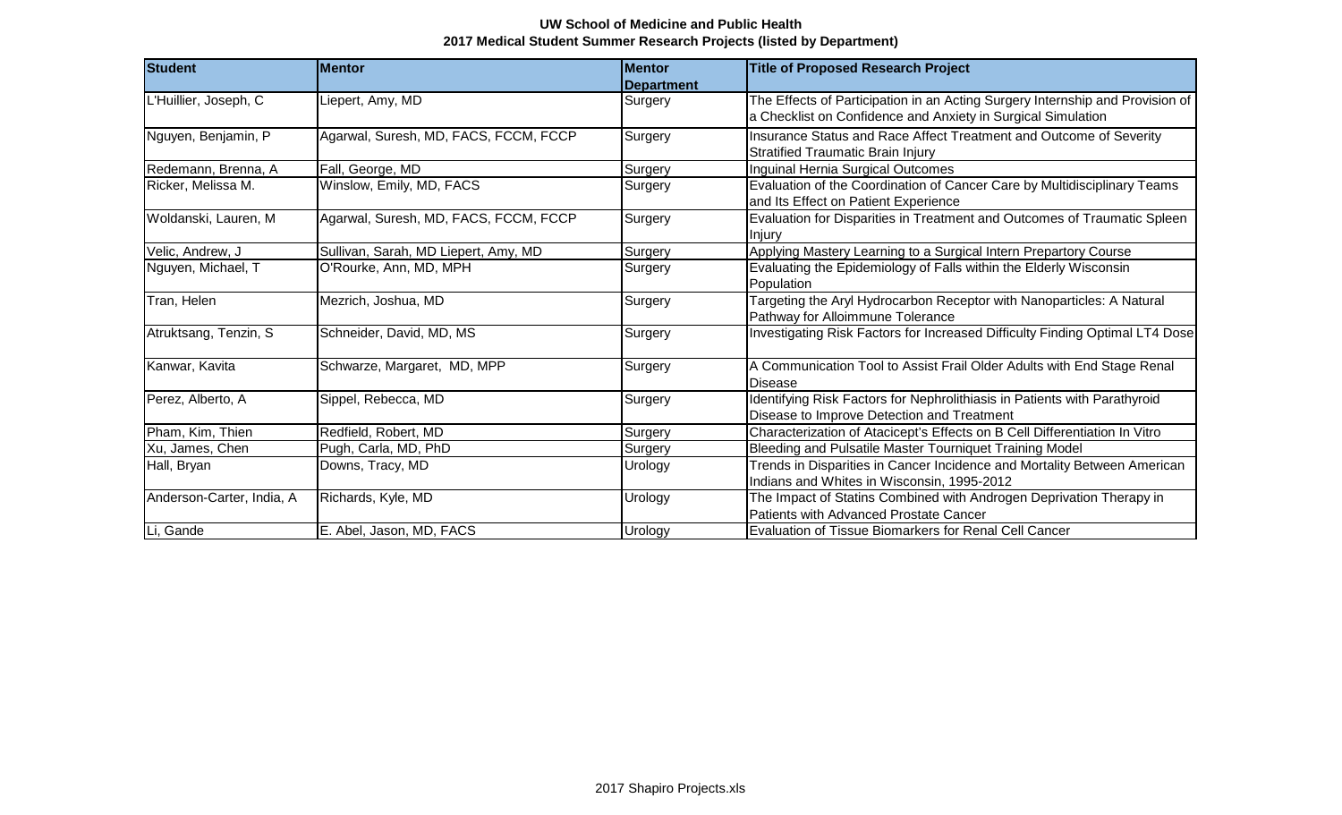**UW School of Medicine and Public Health**
**2017 Medical Student Summer Research Projects (listed by Department)**

| Student | Mentor | Mentor Department | Title of Proposed Research Project |
|---|---|---|---|
| L'Huillier, Joseph, C | Liepert, Amy, MD | Surgery | The Effects of Participation in an Acting Surgery Internship and Provision of a Checklist on Confidence and Anxiety in Surgical Simulation |
| Nguyen, Benjamin, P | Agarwal, Suresh, MD, FACS, FCCM, FCCP | Surgery | Insurance Status and Race Affect Treatment and Outcome of Severity Stratified Traumatic Brain Injury |
| Redemann, Brenna, A | Fall, George, MD | Surgery | Inguinal Hernia Surgical Outcomes |
| Ricker, Melissa M. | Winslow, Emily, MD, FACS | Surgery | Evaluation of the Coordination of Cancer Care by Multidisciplinary Teams and Its Effect on Patient Experience |
| Woldanski, Lauren, M | Agarwal, Suresh, MD, FACS, FCCM, FCCP | Surgery | Evaluation for Disparities in Treatment and Outcomes of Traumatic Spleen Injury |
| Velic, Andrew, J | Sullivan, Sarah, MD Liepert, Amy, MD | Surgery | Applying Mastery Learning to a Surgical Intern Prepartory Course |
| Nguyen, Michael, T | O'Rourke, Ann, MD, MPH | Surgery | Evaluating the Epidemiology of Falls within the Elderly Wisconsin Population |
| Tran, Helen | Mezrich, Joshua, MD | Surgery | Targeting the Aryl Hydrocarbon Receptor with Nanoparticles: A Natural Pathway for Alloimmune Tolerance |
| Atruktsang, Tenzin, S | Schneider, David, MD, MS | Surgery | Investigating Risk Factors for Increased Difficulty Finding Optimal LT4 Dose |
| Kanwar, Kavita | Schwarze, Margaret, MD, MPP | Surgery | A Communication Tool to Assist Frail Older Adults with End Stage Renal Disease |
| Perez, Alberto, A | Sippel, Rebecca, MD | Surgery | Identifying Risk Factors for Nephrolithiasis in Patients with Parathyroid Disease to Improve Detection and Treatment |
| Pham, Kim, Thien | Redfield, Robert, MD | Surgery | Characterization of Atacicept's Effects on B Cell Differentiation In Vitro |
| Xu, James, Chen | Pugh, Carla, MD, PhD | Surgery | Bleeding and Pulsatile Master Tourniquet Training Model |
| Hall, Bryan | Downs, Tracy, MD | Urology | Trends in Disparities in Cancer Incidence and Mortality Between American Indians and Whites in Wisconsin, 1995-2012 |
| Anderson-Carter, India, A | Richards, Kyle, MD | Urology | The Impact of Statins Combined with Androgen Deprivation Therapy in Patients with Advanced Prostate Cancer |
| Li, Gande | E. Abel, Jason, MD, FACS | Urology | Evaluation of Tissue Biomarkers for Renal Cell Cancer |